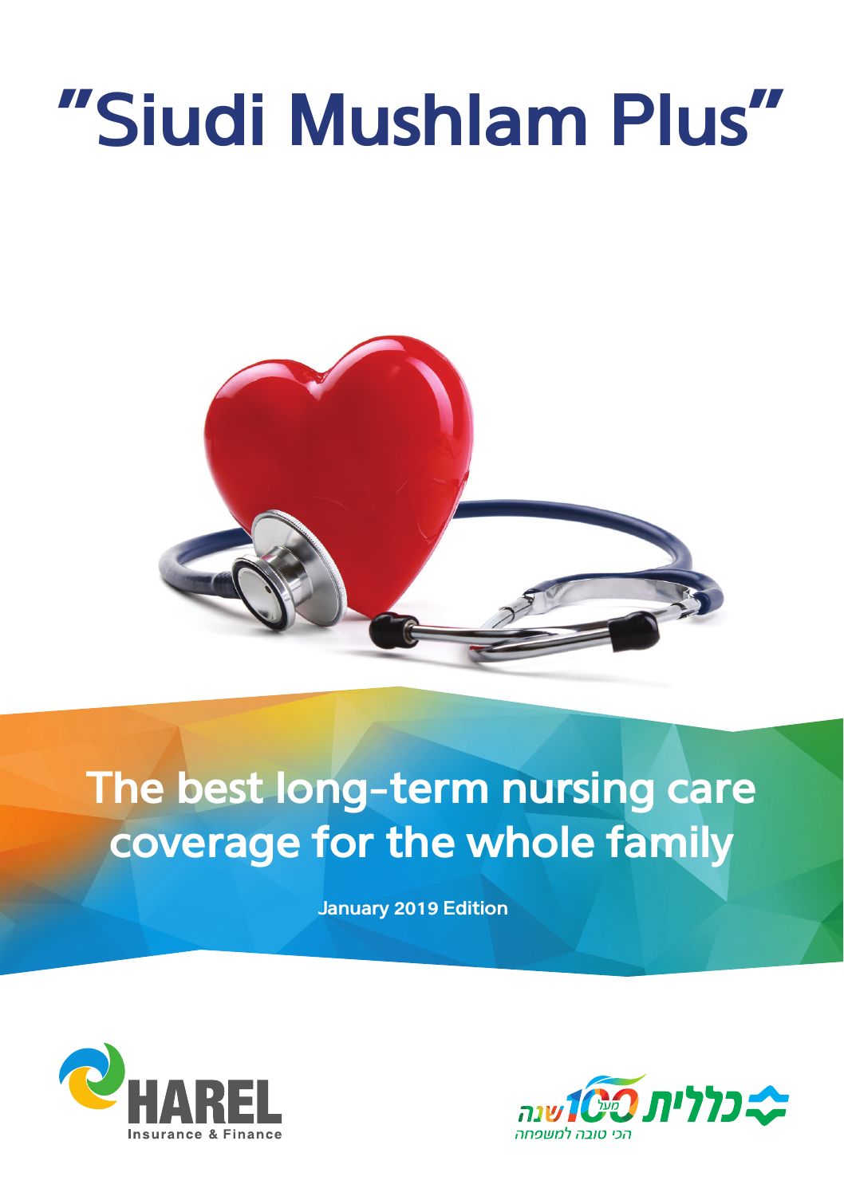# "Siudi Mushlam Plus"

## The best long-term nursing care coverage for the whole family

**January 2019 Edition**

HAREL
Insurance & Finance

כללית מעל 100 שנה
הכי טובה למשפחה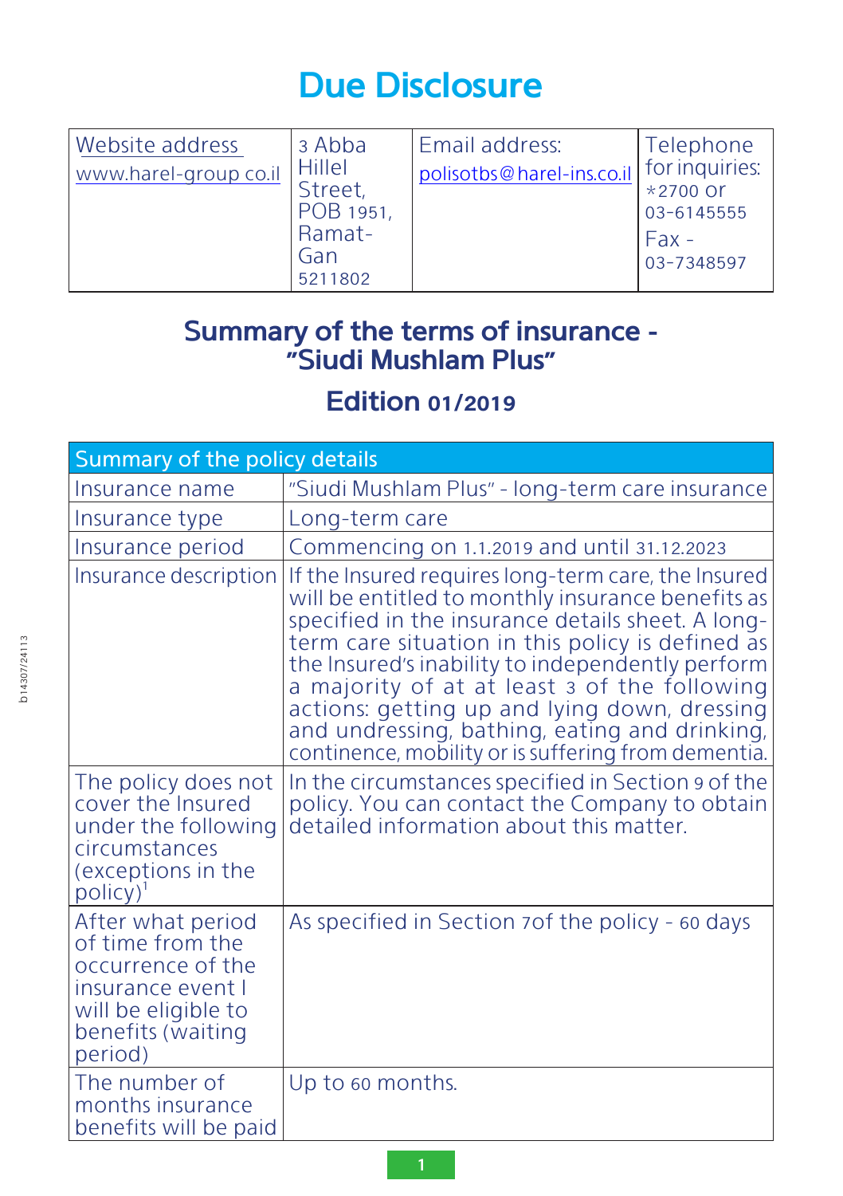# Due Disclosure

| Website address www.harel-group.co.il | 3 Abba Hillel Street, POB 1951, Ramat-Gan 5211802 | Email address: polisotbs@harel-ins.co.il | Telephone for inquiries: *2700 or 03-6145555 Fax - 03-7348597 |
|---|---|---|---|

## Summary of the terms of insurance - "Siudi Mushlam Plus"

## Edition 01/2019

| Summary of the policy details | |
|---|---|
| Insurance name | "Siudi Mushlam Plus" - long-term care insurance |
| Insurance type | Long-term care |
| Insurance period | Commencing on 1.1.2019 and until 31.12.2023 |
| Insurance description | If the Insured requires long-term care, the Insured will be entitled to monthly insurance benefits as specified in the insurance details sheet. A long-term care situation in this policy is defined as the Insured's inability to independently perform a majority of at at least 3 of the following actions: getting up and lying down, dressing and undressing, bathing, eating and drinking, continence, mobility or is suffering from dementia. |
| The policy does not cover the Insured under the following circumstances (exceptions in the policy)[1] | In the circumstances specified in Section 9 of the policy. You can contact the Company to obtain detailed information about this matter. |
| After what period of time from the occurrence of the insurance event I will be eligible to benefits (waiting period) | As specified in Section 7of the policy - 60 days |
| The number of months insurance benefits will be paid | Up to 60 months. |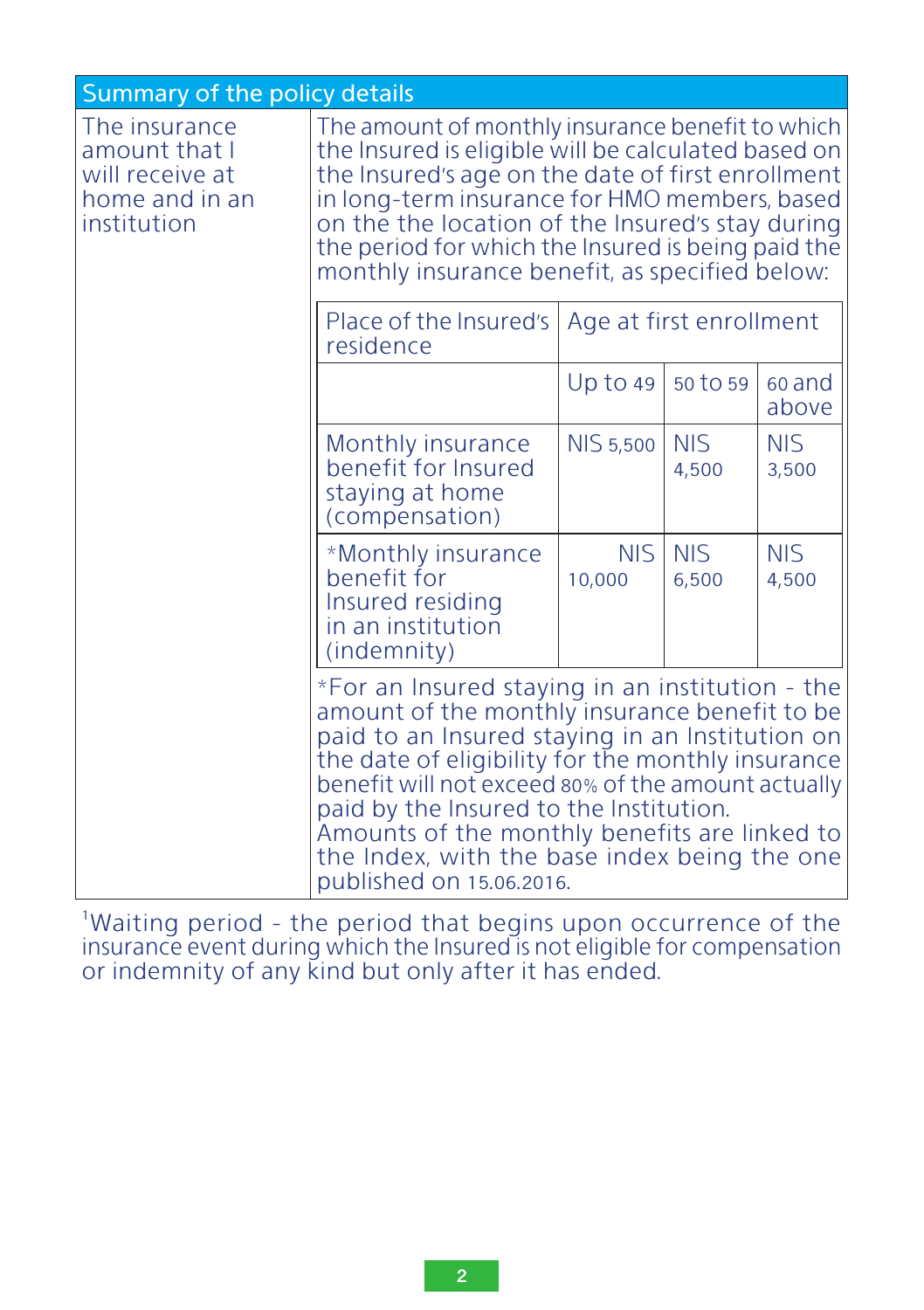| Summary of the policy details | |
|---|---|
| The insurance amount that I will receive at home and in an institution | The amount of monthly insurance benefit to which the Insured is eligible will be calculated based on the Insured's age on the date of first enrollment in long-term insurance for HMO members, based on the the location of the Insured's stay during the period for which the Insured is being paid the monthly insurance benefit, as specified below: |

| Place of the Insured's residence | Age at first enrollment | | |
|---|---|---|---|
| | Up to 49 | 50 to 59 | 60 and above |
| Monthly insurance benefit for Insured staying at home (compensation) | NIS 5,500 | NIS 4,500 | NIS 3,500 |
| *Monthly insurance benefit for Insured residing in an institution (indemnity) | NIS 10,000 | NIS 6,500 | NIS 4,500 |

*For an Insured staying in an institution - the amount of the monthly insurance benefit to be paid to an Insured staying in an Institution on the date of eligibility for the monthly insurance benefit will not exceed 80% of the amount actually paid by the Insured to the Institution.

Amounts of the monthly benefits are linked to the Index, with the base index being the one published on 15.06.2016.

[1]Waiting period - the period that begins upon occurrence of the insurance event during which the Insured is not eligible for compensation or indemnity of any kind but only after it has ended.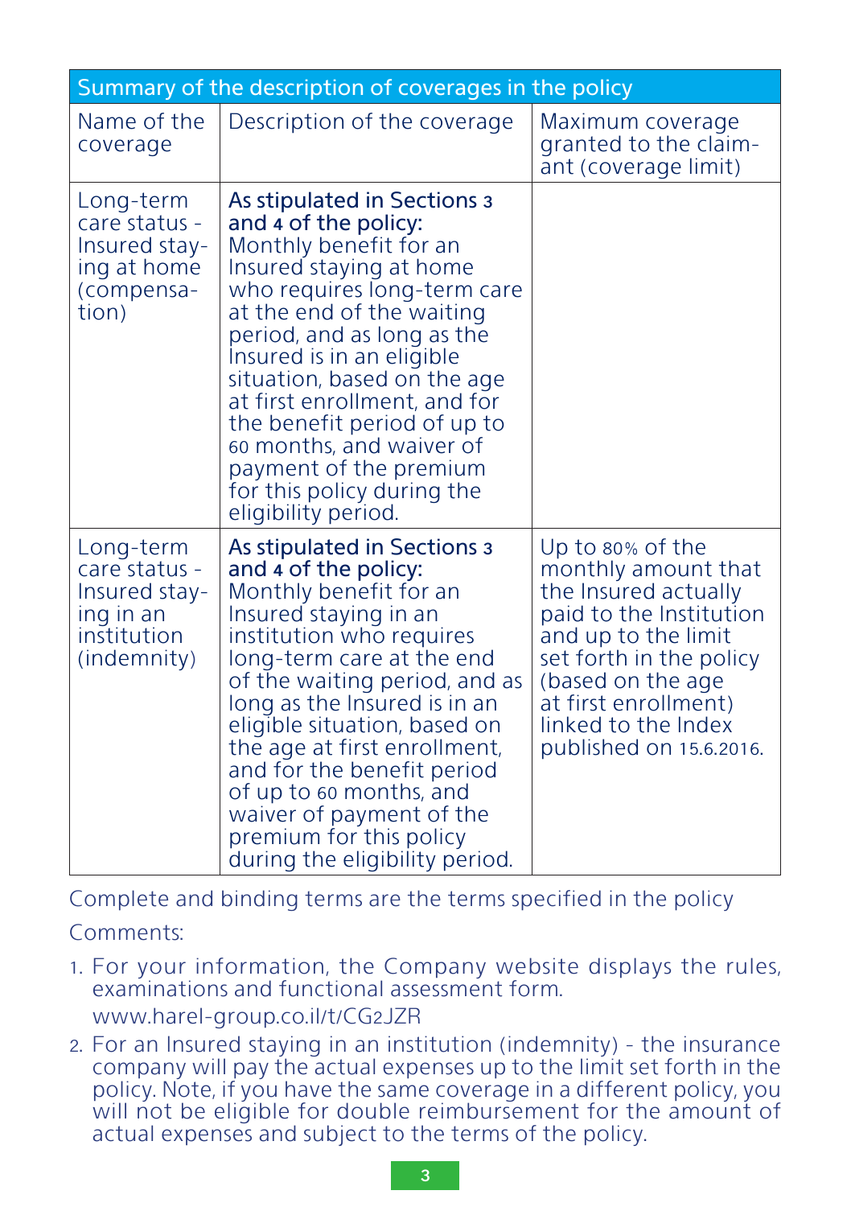| Summary of the description of coverages in the policy | | |
|---|---|---|
| Name of the coverage | Description of the coverage | Maximum coverage granted to the claimant (coverage limit) |
| Long-term care status - Insured staying at home (compensation) | **As stipulated in Sections 3 and 4 of the policy:** Monthly benefit for an Insured staying at home who requires long-term care at the end of the waiting period, and as long as the Insured is in an eligible situation, based on the age at first enrollment, and for the benefit period of up to 60 months, and waiver of payment of the premium for this policy during the eligibility period. | |
| Long-term care status - Insured staying in an institution (indemnity) | **As stipulated in Sections 3 and 4 of the policy:** Monthly benefit for an Insured staying in an institution who requires long-term care at the end of the waiting period, and as long as the Insured is in an eligible situation, based on the age at first enrollment, and for the benefit period of up to 60 months, and waiver of payment of the premium for this policy during the eligibility period. | Up to 80% of the monthly amount that the Insured actually paid to the Institution and up to the limit set forth in the policy (based on the age at first enrollment) linked to the Index published on 15.6.2016. |

Complete and binding terms are the terms specified in the policy

Comments:

1. For your information, the Company website displays the rules, examinations and functional assessment form.
   www.harel-group.co.il/t/CG2JZR
2. For an Insured staying in an institution (indemnity) - the insurance company will pay the actual expenses up to the limit set forth in the policy. Note, if you have the same coverage in a different policy, you will not be eligible for double reimbursement for the amount of actual expenses and subject to the terms of the policy.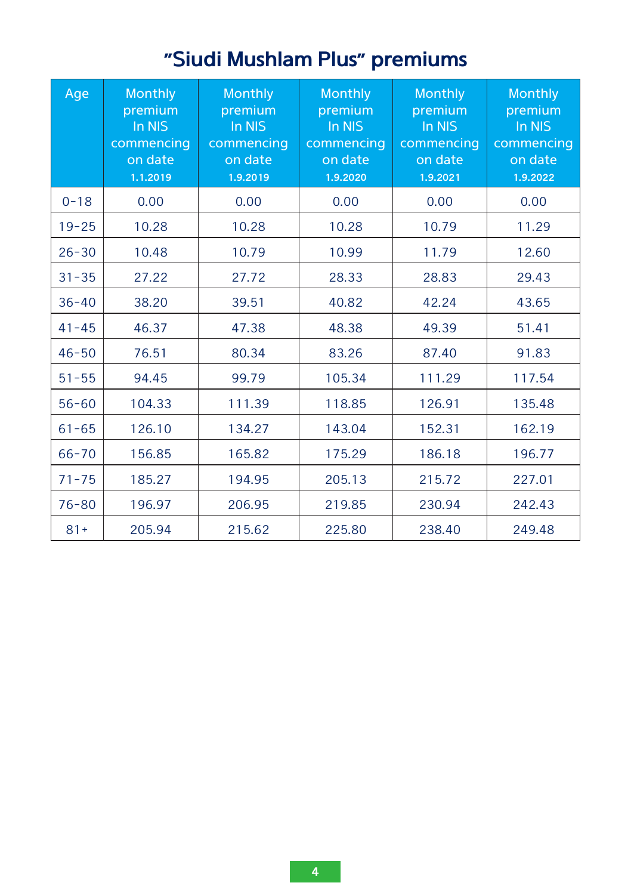# "Siudi Mushlam Plus" premiums

| Age | Monthly premium In NIS commencing on date 1.1.2019 | Monthly premium In NIS commencing on date 1.9.2019 | Monthly premium In NIS commencing on date 1.9.2020 | Monthly premium In NIS commencing on date 1.9.2021 | Monthly premium In NIS commencing on date 1.9.2022 |
|---|---|---|---|---|---|
| 0-18 | 0.00 | 0.00 | 0.00 | 0.00 | 0.00 |
| 19-25 | 10.28 | 10.28 | 10.28 | 10.79 | 11.29 |
| 26-30 | 10.48 | 10.79 | 10.99 | 11.79 | 12.60 |
| 31-35 | 27.22 | 27.72 | 28.33 | 28.83 | 29.43 |
| 36-40 | 38.20 | 39.51 | 40.82 | 42.24 | 43.65 |
| 41-45 | 46.37 | 47.38 | 48.38 | 49.39 | 51.41 |
| 46-50 | 76.51 | 80.34 | 83.26 | 87.40 | 91.83 |
| 51-55 | 94.45 | 99.79 | 105.34 | 111.29 | 117.54 |
| 56-60 | 104.33 | 111.39 | 118.85 | 126.91 | 135.48 |
| 61-65 | 126.10 | 134.27 | 143.04 | 152.31 | 162.19 |
| 66-70 | 156.85 | 165.82 | 175.29 | 186.18 | 196.77 |
| 71-75 | 185.27 | 194.95 | 205.13 | 215.72 | 227.01 |
| 76-80 | 196.97 | 206.95 | 219.85 | 230.94 | 242.43 |
| 81+ | 205.94 | 215.62 | 225.80 | 238.40 | 249.48 |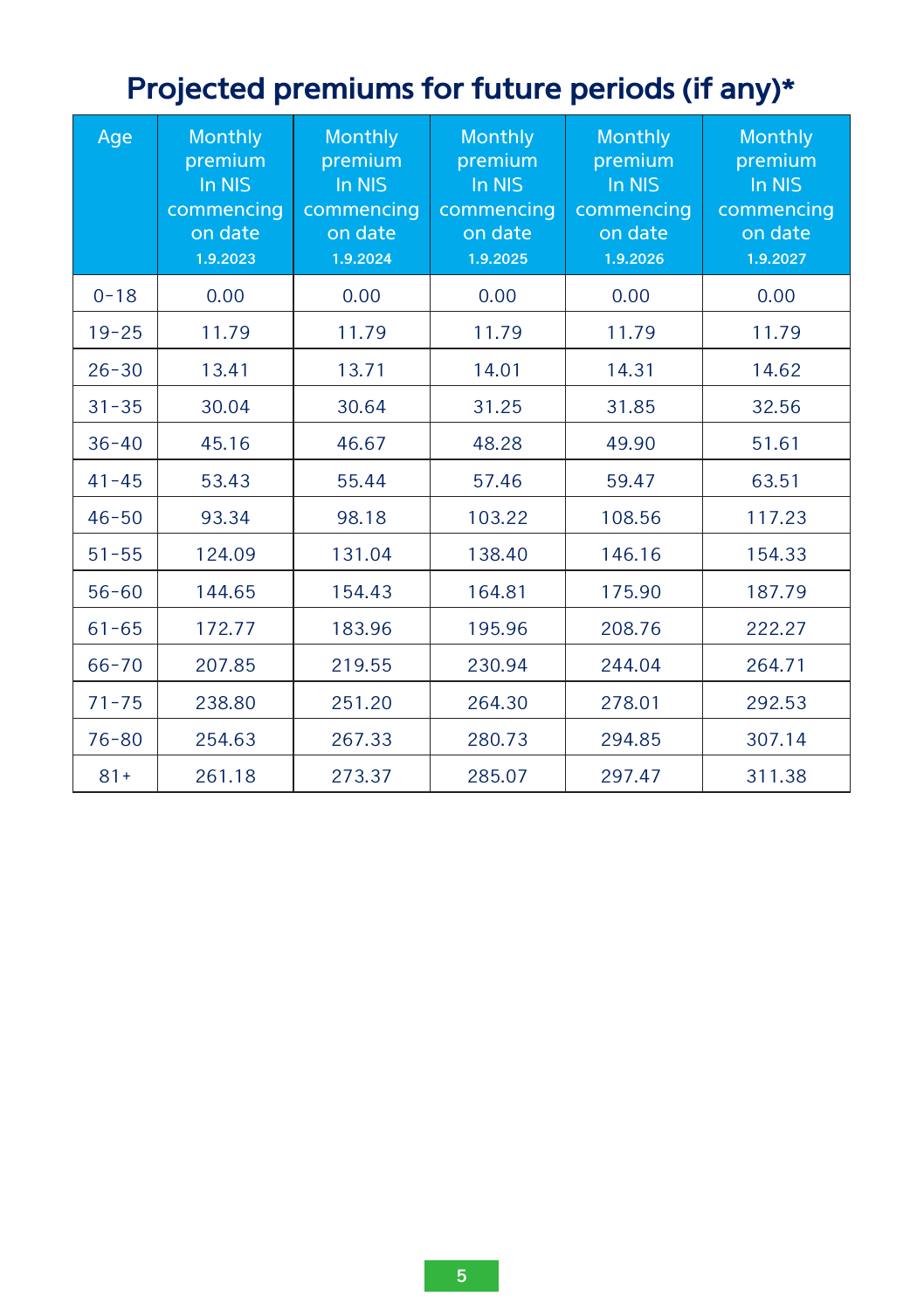## Projected premiums for future periods (if any)*

| Age | Monthly premium In NIS commencing on date 1.9.2023 | Monthly premium In NIS commencing on date 1.9.2024 | Monthly premium In NIS commencing on date 1.9.2025 | Monthly premium In NIS commencing on date 1.9.2026 | Monthly premium In NIS commencing on date 1.9.2027 |
|---|---|---|---|---|---|
| 0-18 | 0.00 | 0.00 | 0.00 | 0.00 | 0.00 |
| 19-25 | 11.79 | 11.79 | 11.79 | 11.79 | 11.79 |
| 26-30 | 13.41 | 13.71 | 14.01 | 14.31 | 14.62 |
| 31-35 | 30.04 | 30.64 | 31.25 | 31.85 | 32.56 |
| 36-40 | 45.16 | 46.67 | 48.28 | 49.90 | 51.61 |
| 41-45 | 53.43 | 55.44 | 57.46 | 59.47 | 63.51 |
| 46-50 | 93.34 | 98.18 | 103.22 | 108.56 | 117.23 |
| 51-55 | 124.09 | 131.04 | 138.40 | 146.16 | 154.33 |
| 56-60 | 144.65 | 154.43 | 164.81 | 175.90 | 187.79 |
| 61-65 | 172.77 | 183.96 | 195.96 | 208.76 | 222.27 |
| 66-70 | 207.85 | 219.55 | 230.94 | 244.04 | 264.71 |
| 71-75 | 238.80 | 251.20 | 264.30 | 278.01 | 292.53 |
| 76-80 | 254.63 | 267.33 | 280.73 | 294.85 | 307.14 |
| 81+ | 261.18 | 273.37 | 285.07 | 297.47 | 311.38 |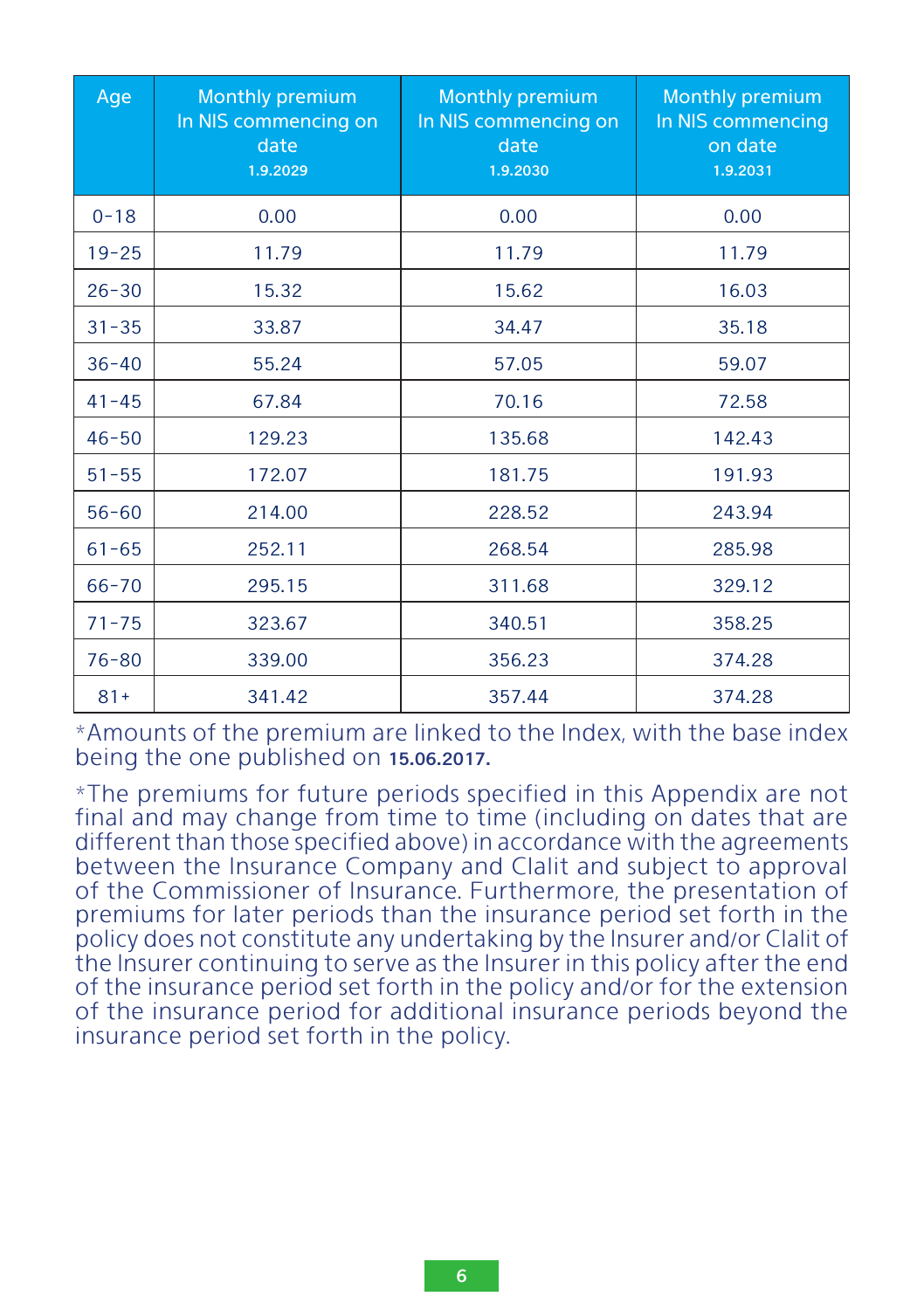| Age | Monthly premium In NIS commencing on date 1.9.2029 | Monthly premium In NIS commencing on date 1.9.2030 | Monthly premium In NIS commencing on date 1.9.2031 |
|---|---|---|---|
| 0-18 | 0.00 | 0.00 | 0.00 |
| 19-25 | 11.79 | 11.79 | 11.79 |
| 26-30 | 15.32 | 15.62 | 16.03 |
| 31-35 | 33.87 | 34.47 | 35.18 |
| 36-40 | 55.24 | 57.05 | 59.07 |
| 41-45 | 67.84 | 70.16 | 72.58 |
| 46-50 | 129.23 | 135.68 | 142.43 |
| 51-55 | 172.07 | 181.75 | 191.93 |
| 56-60 | 214.00 | 228.52 | 243.94 |
| 61-65 | 252.11 | 268.54 | 285.98 |
| 66-70 | 295.15 | 311.68 | 329.12 |
| 71-75 | 323.67 | 340.51 | 358.25 |
| 76-80 | 339.00 | 356.23 | 374.28 |
| 81+ | 341.42 | 357.44 | 374.28 |

*Amounts of the premium are linked to the Index, with the base index being the one published on **15.06.2017.**

*The premiums for future periods specified in this Appendix are not final and may change from time to time (including on dates that are different than those specified above) in accordance with the agreements between the Insurance Company and Clalit and subject to approval of the Commissioner of Insurance. Furthermore, the presentation of premiums for later periods than the insurance period set forth in the policy does not constitute any undertaking by the Insurer and/or Clalit of the Insurer continuing to serve as the Insurer in this policy after the end of the insurance period set forth in the policy and/or for the extension of the insurance period for additional insurance periods beyond the insurance period set forth in the policy.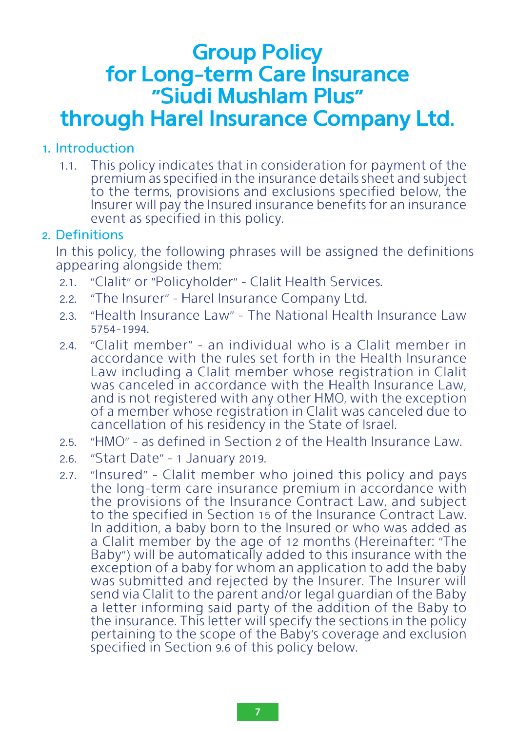# Group Policy for Long-term Care Insurance "Siudi Mushlam Plus" through Harel Insurance Company Ltd.

## 1. Introduction

1.1. This policy indicates that in consideration for payment of the premium as specified in the insurance details sheet and subject to the terms, provisions and exclusions specified below, the Insurer will pay the Insured insurance benefits for an insurance event as specified in this policy.

## 2. Definitions

In this policy, the following phrases will be assigned the definitions appearing alongside them:

2.1. "Clalit" or "Policyholder" - Clalit Health Services.

2.2. "The Insurer" - Harel Insurance Company Ltd.

2.3. "Health Insurance Law" - The National Health Insurance Law 5754-1994.

2.4. "Clalit member" - an individual who is a Clalit member in accordance with the rules set forth in the Health Insurance Law including a Clalit member whose registration in Clalit was canceled in accordance with the Health Insurance Law, and is not registered with any other HMO, with the exception of a member whose registration in Clalit was canceled due to cancellation of his residency in the State of Israel.

2.5. "HMO" - as defined in Section 2 of the Health Insurance Law.

2.6. "Start Date" - 1 January 2019.

2.7. "Insured" - Clalit member who joined this policy and pays the long-term care insurance premium in accordance with the provisions of the Insurance Contract Law, and subject to the specified in Section 15 of the Insurance Contract Law. In addition, a baby born to the Insured or who was added as a Clalit member by the age of 12 months (Hereinafter: "The Baby") will be automatically added to this insurance with the exception of a baby for whom an application to add the baby was submitted and rejected by the Insurer. The Insurer will send via Clalit to the parent and/or legal guardian of the Baby a letter informing said party of the addition of the Baby to the insurance. This letter will specify the sections in the policy pertaining to the scope of the Baby's coverage and exclusion specified in Section 9.6 of this policy below.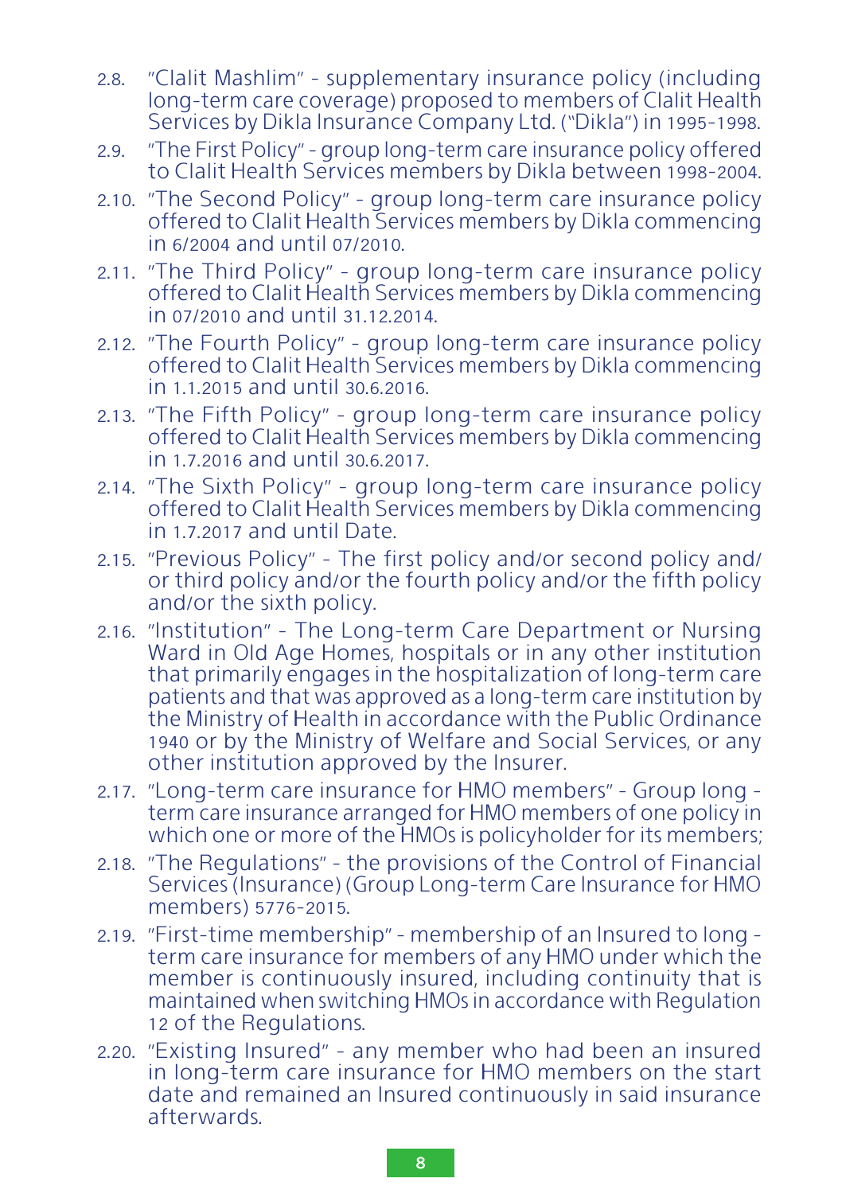2.8. "Clalit Mashlim" - supplementary insurance policy (including long-term care coverage) proposed to members of Clalit Health Services by Dikla Insurance Company Ltd. ("Dikla") in 1995-1998.

2.9. "The First Policy" - group long-term care insurance policy offered to Clalit Health Services members by Dikla between 1998-2004.

2.10. "The Second Policy" - group long-term care insurance policy offered to Clalit Health Services members by Dikla commencing in 6/2004 and until 07/2010.

2.11. "The Third Policy" - group long-term care insurance policy offered to Clalit Health Services members by Dikla commencing in 07/2010 and until 31.12.2014.

2.12. "The Fourth Policy" - group long-term care insurance policy offered to Clalit Health Services members by Dikla commencing in 1.1.2015 and until 30.6.2016.

2.13. "The Fifth Policy" - group long-term care insurance policy offered to Clalit Health Services members by Dikla commencing in 1.7.2016 and until 30.6.2017.

2.14. "The Sixth Policy" - group long-term care insurance policy offered to Clalit Health Services members by Dikla commencing in 1.7.2017 and until Date.

2.15. "Previous Policy" - The first policy and/or second policy and/or third policy and/or the fourth policy and/or the fifth policy and/or the sixth policy.

2.16. "Institution" - The Long-term Care Department or Nursing Ward in Old Age Homes, hospitals or in any other institution that primarily engages in the hospitalization of long-term care patients and that was approved as a long-term care institution by the Ministry of Health in accordance with the Public Ordinance 1940 or by the Ministry of Welfare and Social Services, or any other institution approved by the Insurer.

2.17. "Long-term care insurance for HMO members" - Group long - term care insurance arranged for HMO members of one policy in which one or more of the HMOs is policyholder for its members;

2.18. "The Regulations" - the provisions of the Control of Financial Services (Insurance) (Group Long-term Care Insurance for HMO members) 5776-2015.

2.19. "First-time membership" - membership of an Insured to long - term care insurance for members of any HMO under which the member is continuously insured, including continuity that is maintained when switching HMOs in accordance with Regulation 12 of the Regulations.

2.20. "Existing Insured" - any member who had been an insured in long-term care insurance for HMO members on the start date and remained an Insured continuously in said insurance afterwards.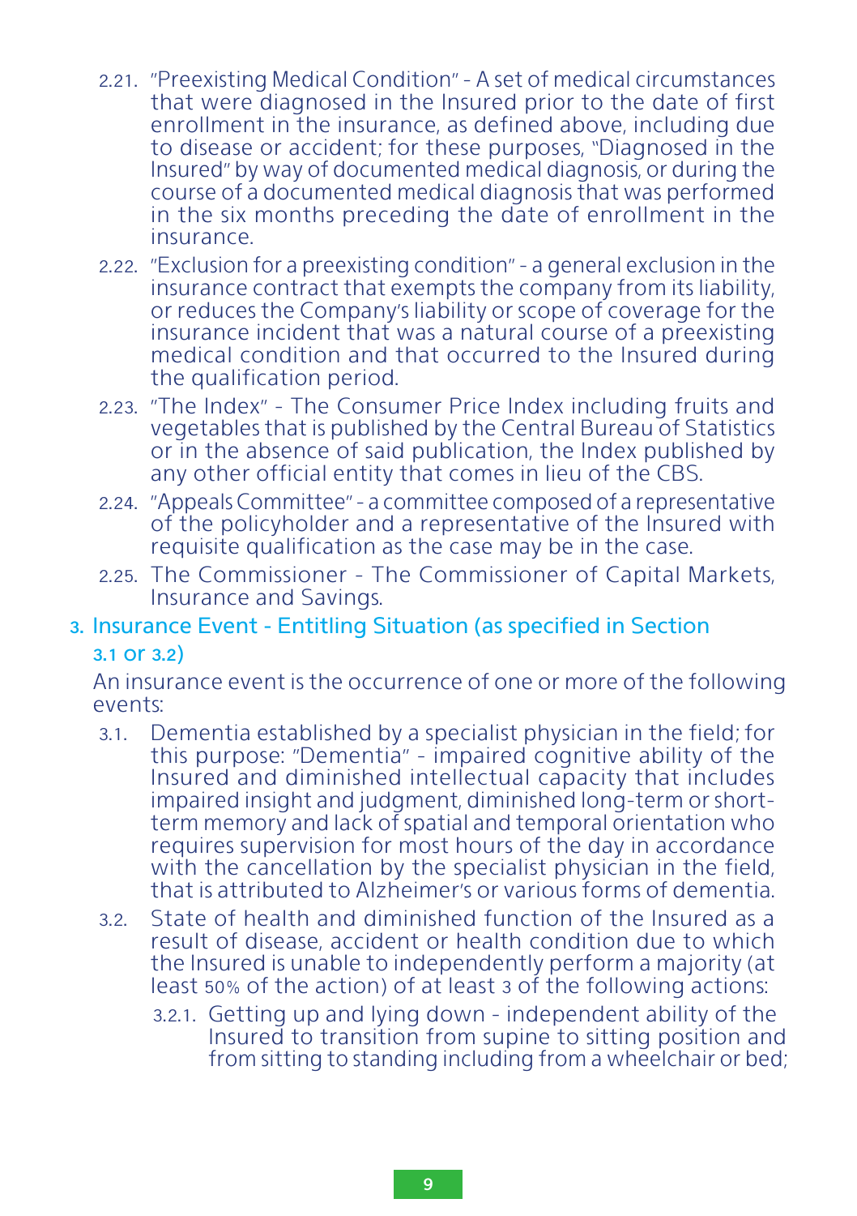2.21. "Preexisting Medical Condition" - A set of medical circumstances that were diagnosed in the Insured prior to the date of first enrollment in the insurance, as defined above, including due to disease or accident; for these purposes, "Diagnosed in the Insured" by way of documented medical diagnosis, or during the course of a documented medical diagnosis that was performed in the six months preceding the date of enrollment in the insurance.

2.22. "Exclusion for a preexisting condition" - a general exclusion in the insurance contract that exempts the company from its liability, or reduces the Company's liability or scope of coverage for the insurance incident that was a natural course of a preexisting medical condition and that occurred to the Insured during the qualification period.

2.23. "The Index" - The Consumer Price Index including fruits and vegetables that is published by the Central Bureau of Statistics or in the absence of said publication, the Index published by any other official entity that comes in lieu of the CBS.

2.24. "Appeals Committee" - a committee composed of a representative of the policyholder and a representative of the Insured with requisite qualification as the case may be in the case.

2.25. The Commissioner - The Commissioner of Capital Markets, Insurance and Savings.

## 3. Insurance Event - Entitling Situation (as specified in Section 3.1 or 3.2)

An insurance event is the occurrence of one or more of the following events:

3.1. Dementia established by a specialist physician in the field; for this purpose: "Dementia" - impaired cognitive ability of the Insured and diminished intellectual capacity that includes impaired insight and judgment, diminished long-term or short-term memory and lack of spatial and temporal orientation who requires supervision for most hours of the day in accordance with the cancellation by the specialist physician in the field, that is attributed to Alzheimer's or various forms of dementia.

3.2. State of health and diminished function of the Insured as a result of disease, accident or health condition due to which the Insured is unable to independently perform a majority (at least 50% of the action) of at least 3 of the following actions:

3.2.1. Getting up and lying down - independent ability of the Insured to transition from supine to sitting position and from sitting to standing including from a wheelchair or bed;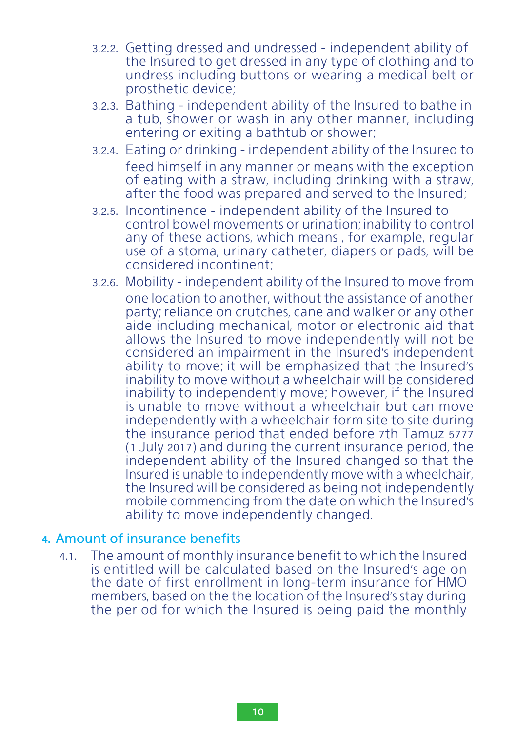3.2.2. Getting dressed and undressed - independent ability of the Insured to get dressed in any type of clothing and to undress including buttons or wearing a medical belt or prosthetic device;

3.2.3. Bathing - independent ability of the Insured to bathe in a tub, shower or wash in any other manner, including entering or exiting a bathtub or shower;

3.2.4. Eating or drinking - independent ability of the Insured to feed himself in any manner or means with the exception of eating with a straw, including drinking with a straw, after the food was prepared and served to the Insured;

3.2.5. Incontinence - independent ability of the Insured to control bowel movements or urination; inability to control any of these actions, which means , for example, regular use of a stoma, urinary catheter, diapers or pads, will be considered incontinent;

3.2.6. Mobility - independent ability of the Insured to move from one location to another, without the assistance of another party; reliance on crutches, cane and walker or any other aide including mechanical, motor or electronic aid that allows the Insured to move independently will not be considered an impairment in the Insured's independent ability to move; it will be emphasized that the Insured's inability to move without a wheelchair will be considered inability to independently move; however, if the Insured is unable to move without a wheelchair but can move independently with a wheelchair form site to site during the insurance period that ended before 7th Tamuz 5777 (1 July 2017) and during the current insurance period, the independent ability of the Insured changed so that the Insured is unable to independently move with a wheelchair, the Insured will be considered as being not independently mobile commencing from the date on which the Insured's ability to move independently changed.

## 4. Amount of insurance benefits

4.1. The amount of monthly insurance benefit to which the Insured is entitled will be calculated based on the Insured's age on the date of first enrollment in long-term insurance for HMO members, based on the the location of the Insured's stay during the period for which the Insured is being paid the monthly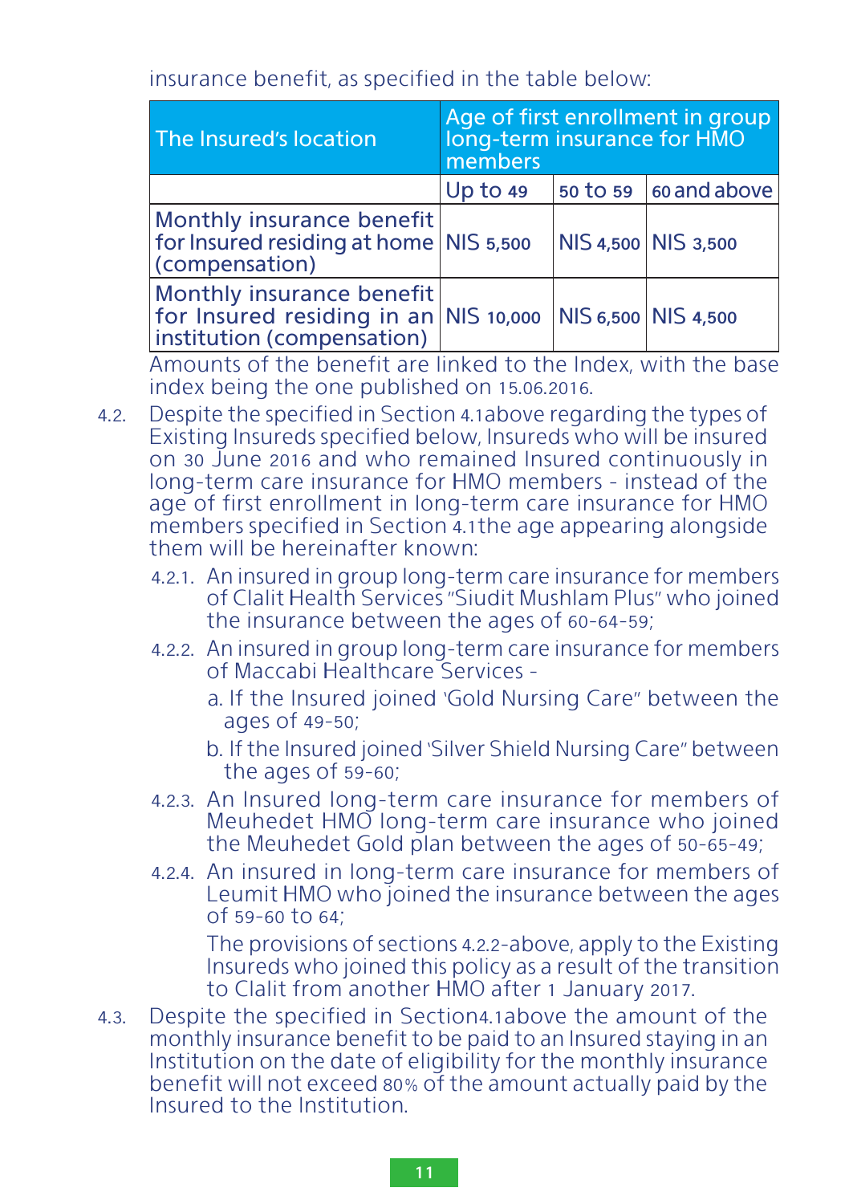insurance benefit, as specified in the table below:

| The Insured's location | Age of first enrollment in group long-term insurance for HMO members | | |
|---|---|---|---|
| | Up to 49 | 50 to 59 | 60 and above |
| Monthly insurance benefit for Insured residing at home (compensation) | NIS 5,500 | NIS 4,500 | NIS 3,500 |
| Monthly insurance benefit for Insured residing in an institution (compensation) | NIS 10,000 | NIS 6,500 | NIS 4,500 |

Amounts of the benefit are linked to the Index, with the base index being the one published on 15.06.2016.

4.2. Despite the specified in Section 4.1above regarding the types of Existing Insureds specified below, Insureds who will be insured on 30 June 2016 and who remained Insured continuously in long-term care insurance for HMO members - instead of the age of first enrollment in long-term care insurance for HMO members specified in Section 4.1the age appearing alongside them will be hereinafter known:

4.2.1. An insured in group long-term care insurance for members of Clalit Health Services "Siudit Mushlam Plus" who joined the insurance between the ages of 60-64-59;

4.2.2. An insured in group long-term care insurance for members of Maccabi Healthcare Services -

a. If the Insured joined 'Gold Nursing Care" between the ages of 49-50;

b. If the Insured joined 'Silver Shield Nursing Care" between the ages of 59-60;

4.2.3. An Insured long-term care insurance for members of Meuhedet HMO long-term care insurance who joined the Meuhedet Gold plan between the ages of 50-65-49;

4.2.4. An insured in long-term care insurance for members of Leumit HMO who joined the insurance between the ages of 59-60 to 64;

The provisions of sections 4.2.2-above, apply to the Existing Insureds who joined this policy as a result of the transition to Clalit from another HMO after 1 January 2017.

4.3. Despite the specified in Section4.1above the amount of the monthly insurance benefit to be paid to an Insured staying in an Institution on the date of eligibility for the monthly insurance benefit will not exceed 80% of the amount actually paid by the Insured to the Institution.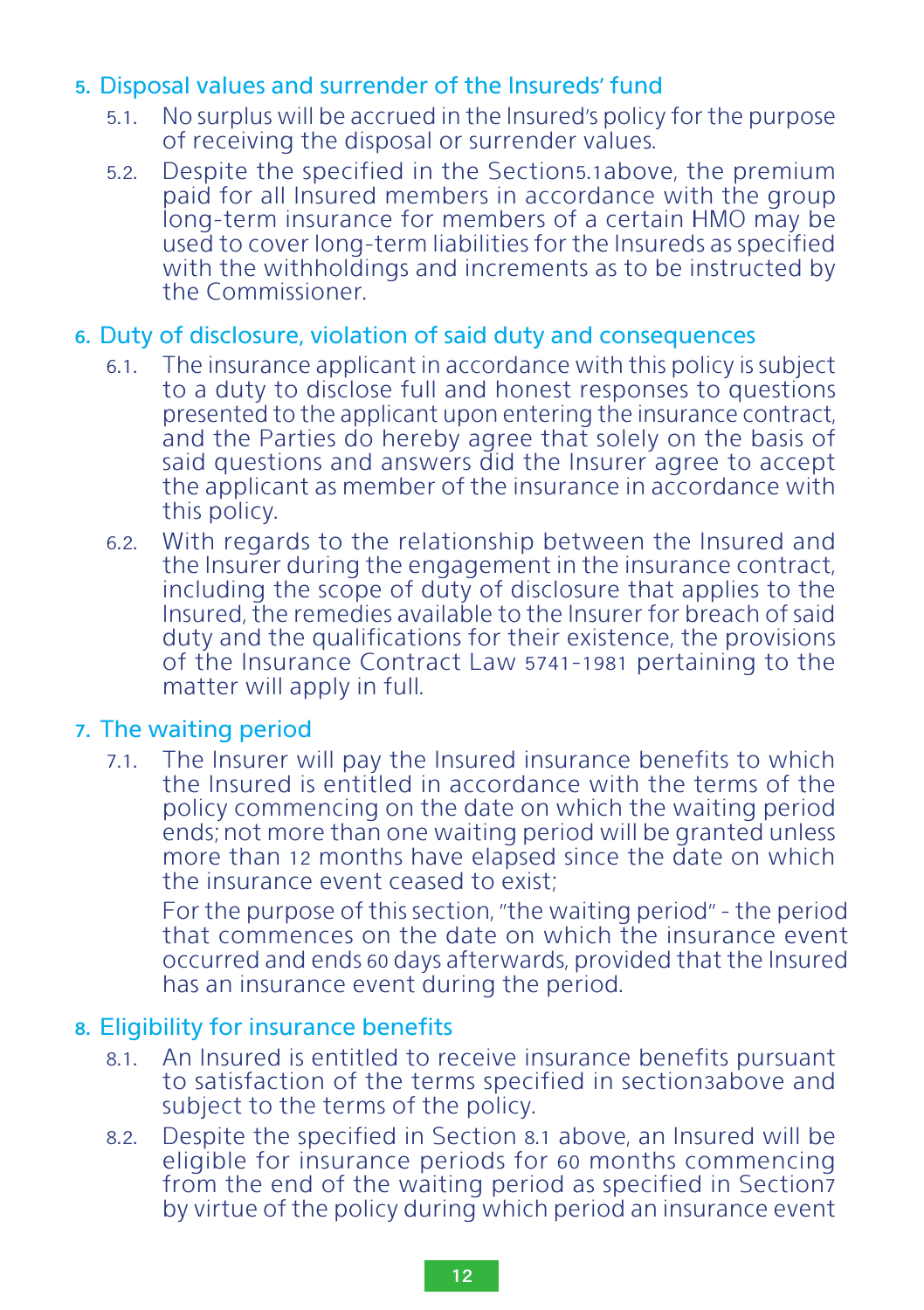## 5. Disposal values and surrender of the Insureds' fund

5.1. No surplus will be accrued in the Insured's policy for the purpose of receiving the disposal or surrender values.

5.2. Despite the specified in the Section5.1above, the premium paid for all Insured members in accordance with the group long-term insurance for members of a certain HMO may be used to cover long-term liabilities for the Insureds as specified with the withholdings and increments as to be instructed by the Commissioner.

## 6. Duty of disclosure, violation of said duty and consequences

6.1. The insurance applicant in accordance with this policy is subject to a duty to disclose full and honest responses to questions presented to the applicant upon entering the insurance contract, and the Parties do hereby agree that solely on the basis of said questions and answers did the Insurer agree to accept the applicant as member of the insurance in accordance with this policy.

6.2. With regards to the relationship between the Insured and the Insurer during the engagement in the insurance contract, including the scope of duty of disclosure that applies to the Insured, the remedies available to the Insurer for breach of said duty and the qualifications for their existence, the provisions of the Insurance Contract Law 5741-1981 pertaining to the matter will apply in full.

## 7. The waiting period

7.1. The Insurer will pay the Insured insurance benefits to which the Insured is entitled in accordance with the terms of the policy commencing on the date on which the waiting period ends; not more than one waiting period will be granted unless more than 12 months have elapsed since the date on which the insurance event ceased to exist;

For the purpose of this section, "the waiting period" - the period that commences on the date on which the insurance event occurred and ends 60 days afterwards, provided that the Insured has an insurance event during the period.

## 8. Eligibility for insurance benefits

8.1. An Insured is entitled to receive insurance benefits pursuant to satisfaction of the terms specified in section3above and subject to the terms of the policy.

8.2. Despite the specified in Section 8.1 above, an Insured will be eligible for insurance periods for 60 months commencing from the end of the waiting period as specified in Section7 by virtue of the policy during which period an insurance event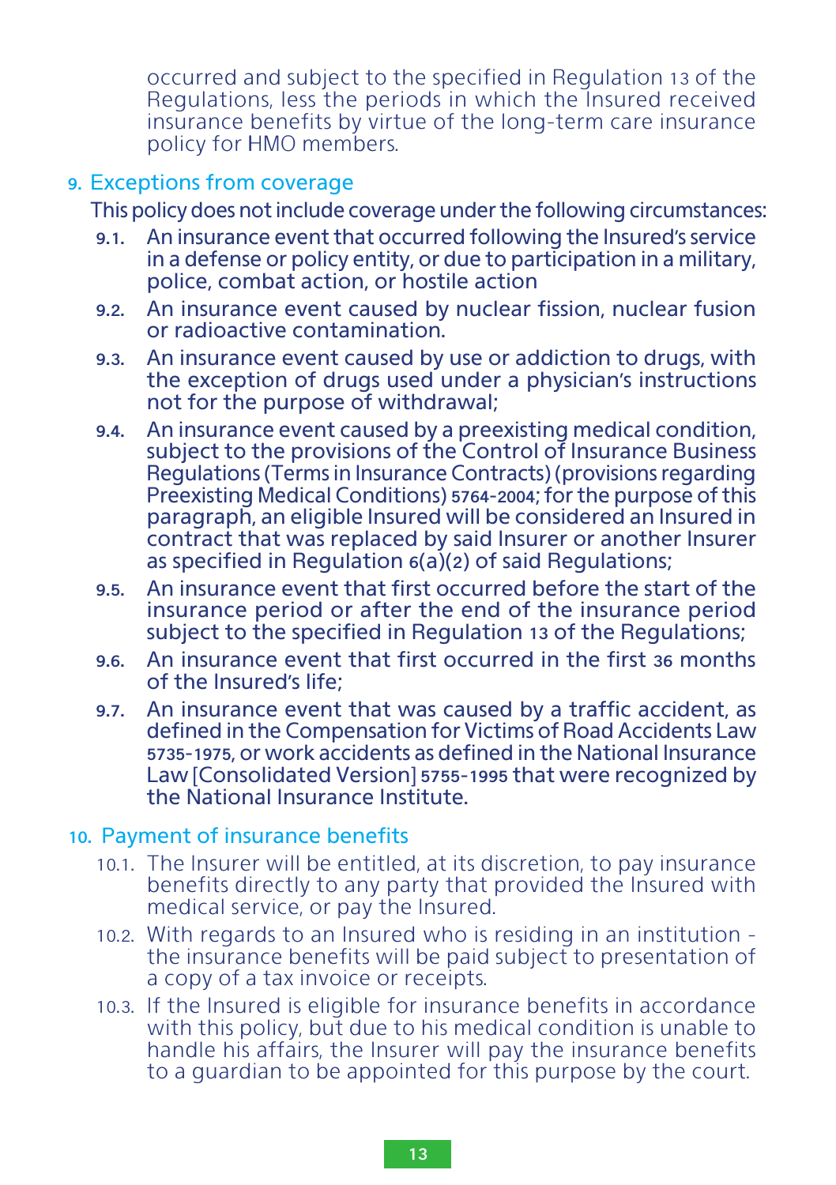occurred and subject to the specified in Regulation 13 of the Regulations, less the periods in which the Insured received insurance benefits by virtue of the long-term care insurance policy for HMO members.

## 9. Exceptions from coverage

This policy does not include coverage under the following circumstances:

- **9.1.** An insurance event that occurred following the Insured's service in a defense or policy entity, or due to participation in a military, police, combat action, or hostile action
- **9.2.** An insurance event caused by nuclear fission, nuclear fusion or radioactive contamination.
- **9.3.** An insurance event caused by use or addiction to drugs, with the exception of drugs used under a physician's instructions not for the purpose of withdrawal;
- **9.4.** An insurance event caused by a preexisting medical condition, subject to the provisions of the Control of Insurance Business Regulations (Terms in Insurance Contracts) (provisions regarding Preexisting Medical Conditions) 5764-2004; for the purpose of this paragraph, an eligible Insured will be considered an Insured in contract that was replaced by said Insurer or another Insurer as specified in Regulation 6(a)(2) of said Regulations;
- **9.5.** An insurance event that first occurred before the start of the insurance period or after the end of the insurance period subject to the specified in Regulation 13 of the Regulations;
- **9.6.** An insurance event that first occurred in the first 36 months of the Insured's life;
- **9.7.** An insurance event that was caused by a traffic accident, as defined in the Compensation for Victims of Road Accidents Law 5735-1975, or work accidents as defined in the National Insurance Law [Consolidated Version] 5755-1995 that were recognized by the National Insurance Institute.

## 10. Payment of insurance benefits

- 10.1. The Insurer will be entitled, at its discretion, to pay insurance benefits directly to any party that provided the Insured with medical service, or pay the Insured.
- 10.2. With regards to an Insured who is residing in an institution - the insurance benefits will be paid subject to presentation of a copy of a tax invoice or receipts.
- 10.3. If the Insured is eligible for insurance benefits in accordance with this policy, but due to his medical condition is unable to handle his affairs, the Insurer will pay the insurance benefits to a guardian to be appointed for this purpose by the court.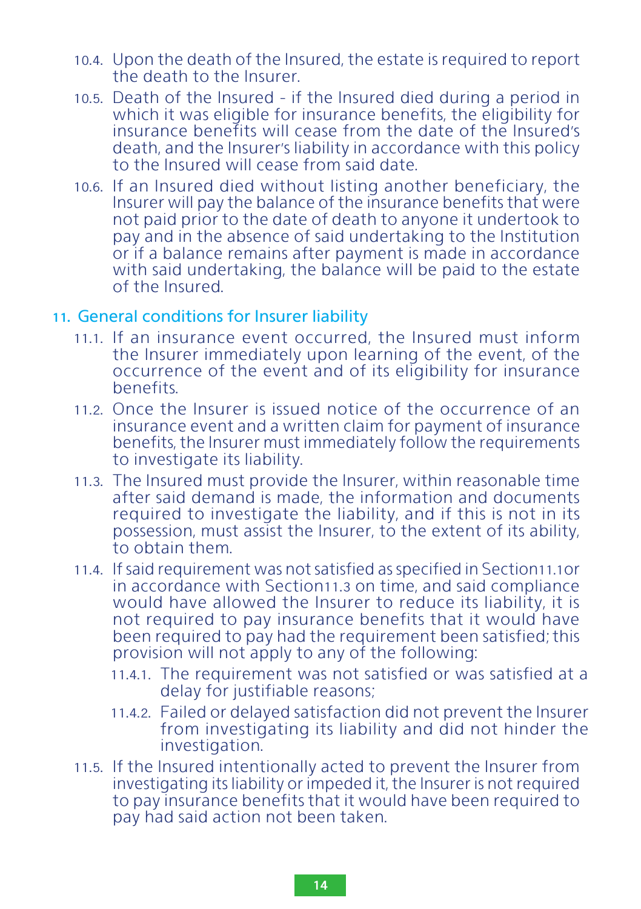10.4. Upon the death of the Insured, the estate is required to report the death to the Insurer.

10.5. Death of the Insured - if the Insured died during a period in which it was eligible for insurance benefits, the eligibility for insurance benefits will cease from the date of the Insured's death, and the Insurer's liability in accordance with this policy to the Insured will cease from said date.

10.6. If an Insured died without listing another beneficiary, the Insurer will pay the balance of the insurance benefits that were not paid prior to the date of death to anyone it undertook to pay and in the absence of said undertaking to the Institution or if a balance remains after payment is made in accordance with said undertaking, the balance will be paid to the estate of the Insured.

## 11. General conditions for Insurer liability

11.1. If an insurance event occurred, the Insured must inform the Insurer immediately upon learning of the event, of the occurrence of the event and of its eligibility for insurance benefits.

11.2. Once the Insurer is issued notice of the occurrence of an insurance event and a written claim for payment of insurance benefits, the Insurer must immediately follow the requirements to investigate its liability.

11.3. The Insured must provide the Insurer, within reasonable time after said demand is made, the information and documents required to investigate the liability, and if this is not in its possession, must assist the Insurer, to the extent of its ability, to obtain them.

11.4. If said requirement was not satisfied as specified in Section11.1or in accordance with Section11.3 on time, and said compliance would have allowed the Insurer to reduce its liability, it is not required to pay insurance benefits that it would have been required to pay had the requirement been satisfied; this provision will not apply to any of the following:

11.4.1. The requirement was not satisfied or was satisfied at a delay for justifiable reasons;

11.4.2. Failed or delayed satisfaction did not prevent the Insurer from investigating its liability and did not hinder the investigation.

11.5. If the Insured intentionally acted to prevent the Insurer from investigating its liability or impeded it, the Insurer is not required to pay insurance benefits that it would have been required to pay had said action not been taken.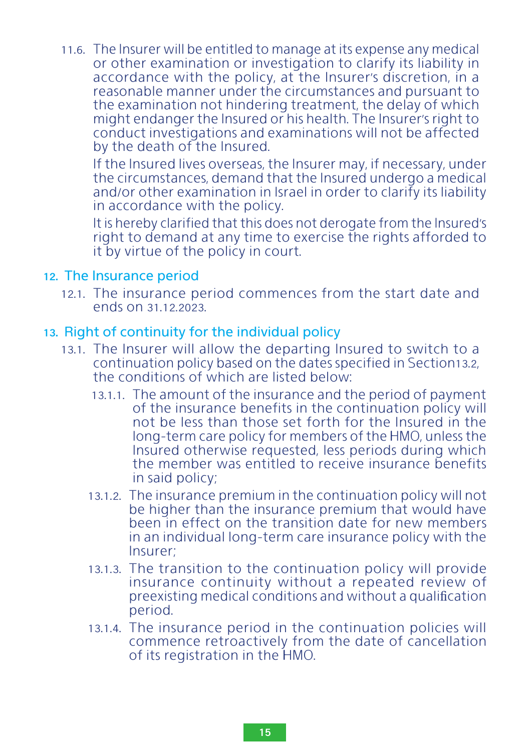11.6. The Insurer will be entitled to manage at its expense any medical or other examination or investigation to clarify its liability in accordance with the policy, at the Insurer's discretion, in a reasonable manner under the circumstances and pursuant to the examination not hindering treatment, the delay of which might endanger the Insured or his health. The Insurer's right to conduct investigations and examinations will not be affected by the death of the Insured.

If the Insured lives overseas, the Insurer may, if necessary, under the circumstances, demand that the Insured undergo a medical and/or other examination in Israel in order to clarify its liability in accordance with the policy.

It is hereby clarified that this does not derogate from the Insured's right to demand at any time to exercise the rights afforded to it by virtue of the policy in court.

## 12. The Insurance period

12.1. The insurance period commences from the start date and ends on 31.12.2023.

## 13. Right of continuity for the individual policy

13.1. The Insurer will allow the departing Insured to switch to a continuation policy based on the dates specified in Section13.2, the conditions of which are listed below:

13.1.1. The amount of the insurance and the period of payment of the insurance benefits in the continuation policy will not be less than those set forth for the Insured in the long-term care policy for members of the HMO, unless the Insured otherwise requested, less periods during which the member was entitled to receive insurance benefits in said policy;

13.1.2. The insurance premium in the continuation policy will not be higher than the insurance premium that would have been in effect on the transition date for new members in an individual long-term care insurance policy with the Insurer;

13.1.3. The transition to the continuation policy will provide insurance continuity without a repeated review of preexisting medical conditions and without a qualification period.

13.1.4. The insurance period in the continuation policies will commence retroactively from the date of cancellation of its registration in the HMO.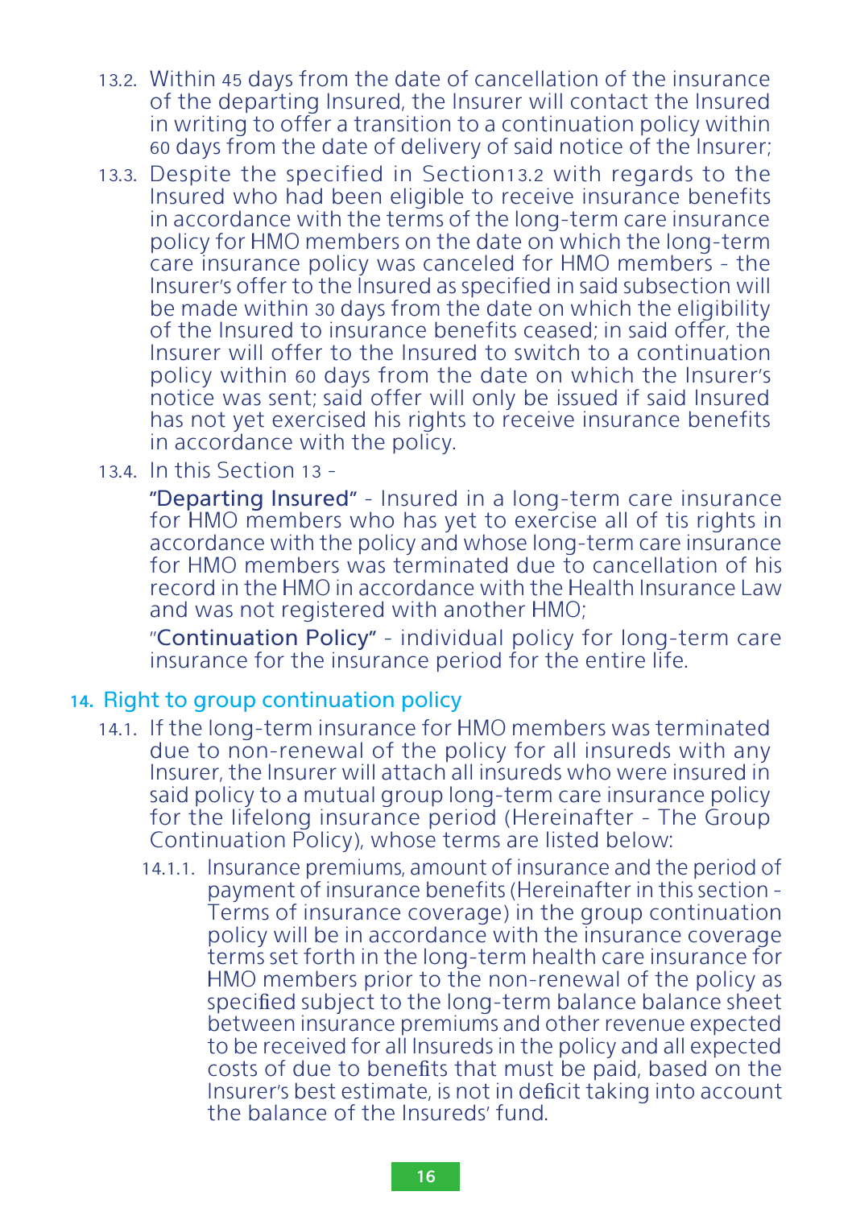13.2. Within 45 days from the date of cancellation of the insurance of the departing Insured, the Insurer will contact the Insured in writing to offer a transition to a continuation policy within 60 days from the date of delivery of said notice of the Insurer;

13.3. Despite the specified in Section13.2 with regards to the Insured who had been eligible to receive insurance benefits in accordance with the terms of the long-term care insurance policy for HMO members on the date on which the long-term care insurance policy was canceled for HMO members - the Insurer's offer to the Insured as specified in said subsection will be made within 30 days from the date on which the eligibility of the Insured to insurance benefits ceased; in said offer, the Insurer will offer to the Insured to switch to a continuation policy within 60 days from the date on which the Insurer's notice was sent; said offer will only be issued if said Insured has not yet exercised his rights to receive insurance benefits in accordance with the policy.

13.4. In this Section 13 -

"Departing Insured" - Insured in a long-term care insurance for HMO members who has yet to exercise all of tis rights in accordance with the policy and whose long-term care insurance for HMO members was terminated due to cancellation of his record in the HMO in accordance with the Health Insurance Law and was not registered with another HMO;

"Continuation Policy" - individual policy for long-term care insurance for the insurance period for the entire life.

## 14. Right to group continuation policy

14.1. If the long-term insurance for HMO members was terminated due to non-renewal of the policy for all insureds with any Insurer, the Insurer will attach all insureds who were insured in said policy to a mutual group long-term care insurance policy for the lifelong insurance period (Hereinafter - The Group Continuation Policy), whose terms are listed below:

14.1.1. Insurance premiums, amount of insurance and the period of payment of insurance benefits (Hereinafter in this section - Terms of insurance coverage) in the group continuation policy will be in accordance with the insurance coverage terms set forth in the long-term health care insurance for HMO members prior to the non-renewal of the policy as specified subject to the long-term balance balance sheet between insurance premiums and other revenue expected to be received for all Insureds in the policy and all expected costs of due to benefits that must be paid, based on the Insurer's best estimate, is not in deficit taking into account the balance of the Insureds' fund.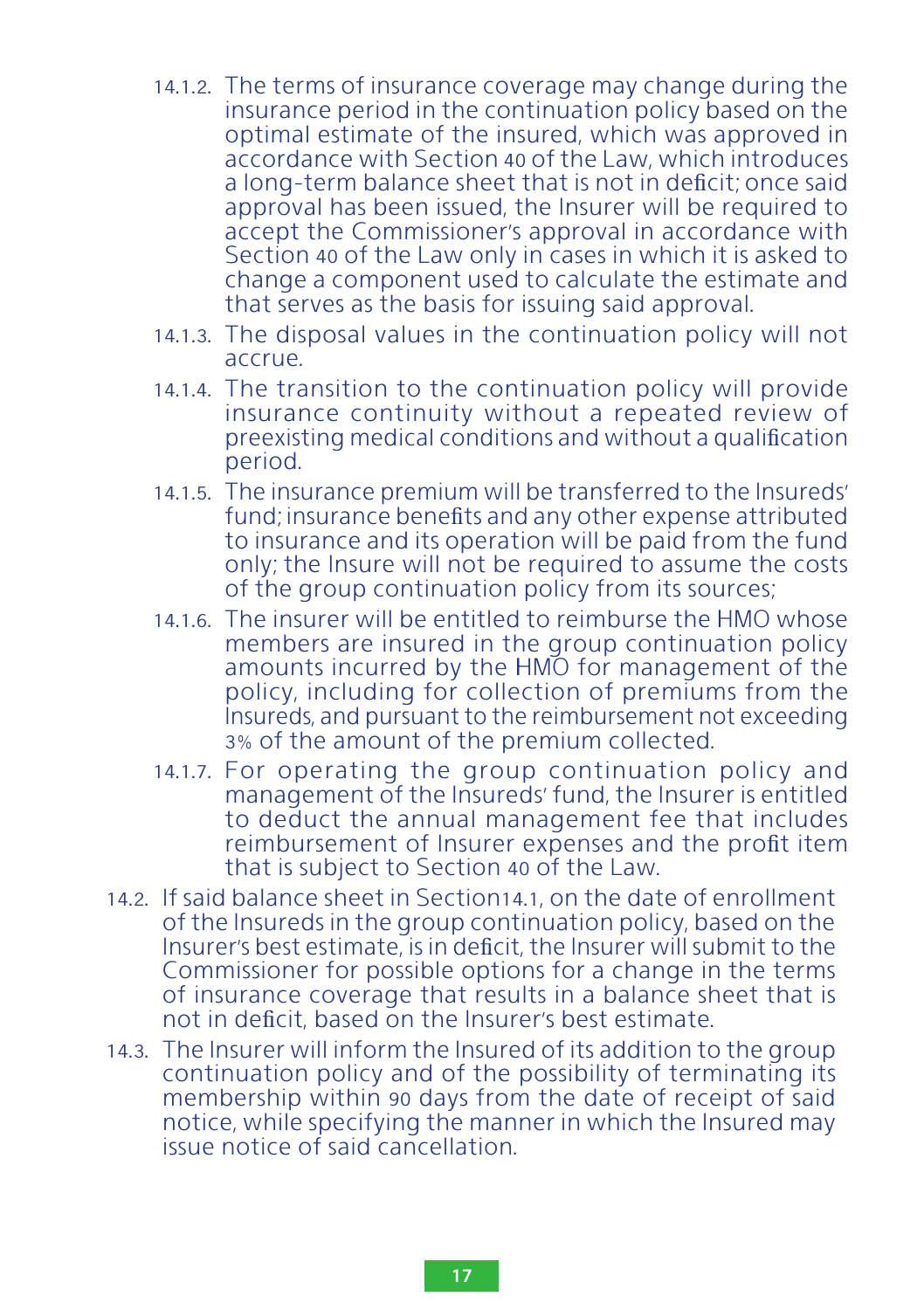14.1.2. The terms of insurance coverage may change during the insurance period in the continuation policy based on the optimal estimate of the insured, which was approved in accordance with Section 40 of the Law, which introduces a long-term balance sheet that is not in deficit; once said approval has been issued, the Insurer will be required to accept the Commissioner's approval in accordance with Section 40 of the Law only in cases in which it is asked to change a component used to calculate the estimate and that serves as the basis for issuing said approval.

14.1.3. The disposal values in the continuation policy will not accrue.

14.1.4. The transition to the continuation policy will provide insurance continuity without a repeated review of preexisting medical conditions and without a qualification period.

14.1.5. The insurance premium will be transferred to the Insureds' fund; insurance benefits and any other expense attributed to insurance and its operation will be paid from the fund only; the Insure will not be required to assume the costs of the group continuation policy from its sources;

14.1.6. The insurer will be entitled to reimburse the HMO whose members are insured in the group continuation policy amounts incurred by the HMO for management of the policy, including for collection of premiums from the Insureds, and pursuant to the reimbursement not exceeding 3% of the amount of the premium collected.

14.1.7. For operating the group continuation policy and management of the Insureds' fund, the Insurer is entitled to deduct the annual management fee that includes reimbursement of Insurer expenses and the profit item that is subject to Section 40 of the Law.

14.2. If said balance sheet in Section14.1, on the date of enrollment of the Insureds in the group continuation policy, based on the Insurer's best estimate, is in deficit, the Insurer will submit to the Commissioner for possible options for a change in the terms of insurance coverage that results in a balance sheet that is not in deficit, based on the Insurer's best estimate.

14.3. The Insurer will inform the Insured of its addition to the group continuation policy and of the possibility of terminating its membership within 90 days from the date of receipt of said notice, while specifying the manner in which the Insured may issue notice of said cancellation.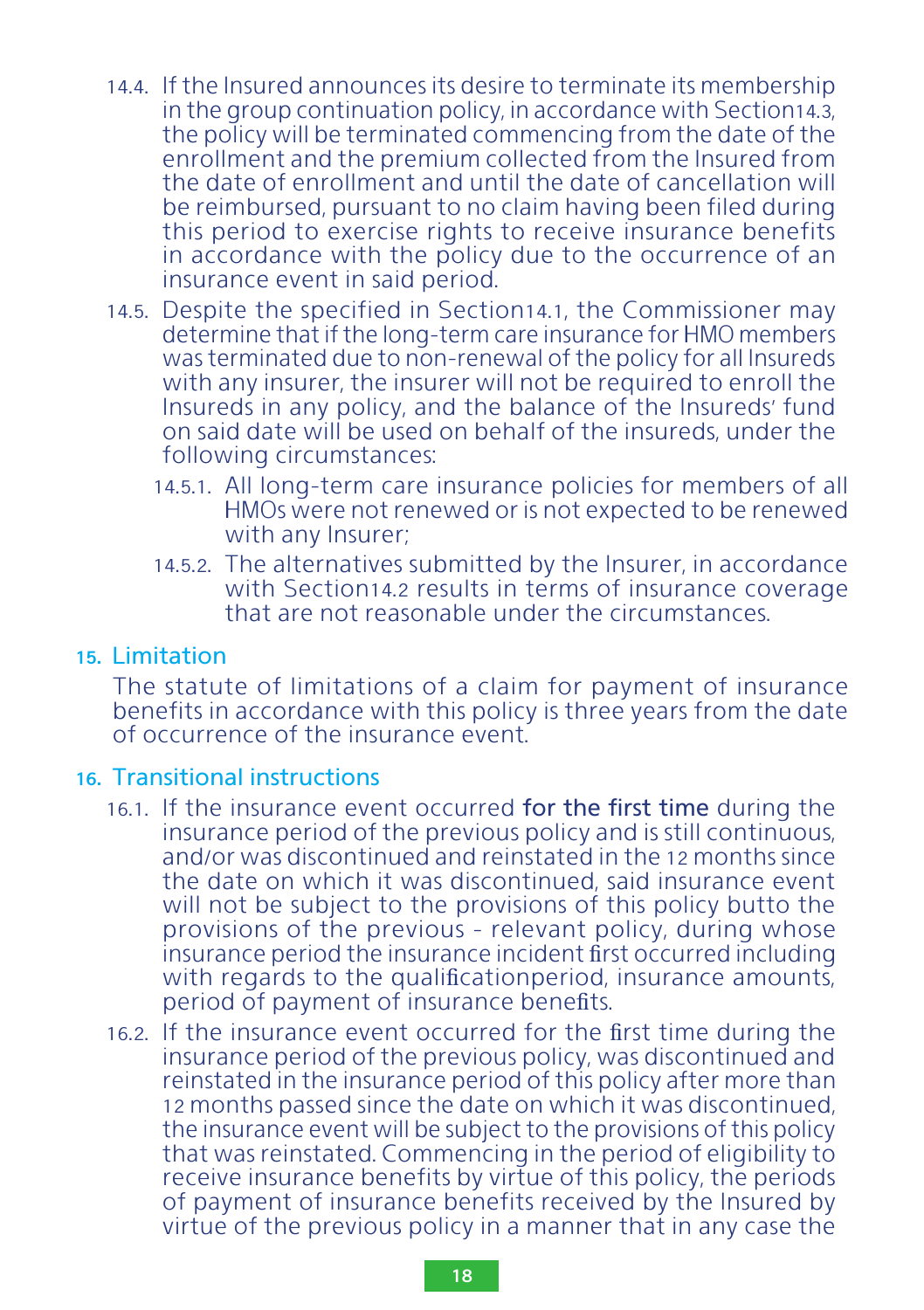14.4. If the Insured announces its desire to terminate its membership in the group continuation policy, in accordance with Section14.3, the policy will be terminated commencing from the date of the enrollment and the premium collected from the Insured from the date of enrollment and until the date of cancellation will be reimbursed, pursuant to no claim having been filed during this period to exercise rights to receive insurance benefits in accordance with the policy due to the occurrence of an insurance event in said period.

14.5. Despite the specified in Section14.1, the Commissioner may determine that if the long-term care insurance for HMO members was terminated due to non-renewal of the policy for all Insureds with any insurer, the insurer will not be required to enroll the Insureds in any policy, and the balance of the Insureds' fund on said date will be used on behalf of the insureds, under the following circumstances:

14.5.1. All long-term care insurance policies for members of all HMOs were not renewed or is not expected to be renewed with any Insurer;

14.5.2. The alternatives submitted by the Insurer, in accordance with Section14.2 results in terms of insurance coverage that are not reasonable under the circumstances.

## 15. Limitation

The statute of limitations of a claim for payment of insurance benefits in accordance with this policy is three years from the date of occurrence of the insurance event.

## 16. Transitional instructions

16.1. If the insurance event occurred **for the first time** during the insurance period of the previous policy and is still continuous, and/or was discontinued and reinstated in the 12 months since the date on which it was discontinued, said insurance event will not be subject to the provisions of this policy butto the provisions of the previous - relevant policy, during whose insurance period the insurance incident first occurred including with regards to the qualificationperiod, insurance amounts, period of payment of insurance benefits.

16.2. If the insurance event occurred for the first time during the insurance period of the previous policy, was discontinued and reinstated in the insurance period of this policy after more than 12 months passed since the date on which it was discontinued, the insurance event will be subject to the provisions of this policy that was reinstated. Commencing in the period of eligibility to receive insurance benefits by virtue of this policy, the periods of payment of insurance benefits received by the Insured by virtue of the previous policy in a manner that in any case the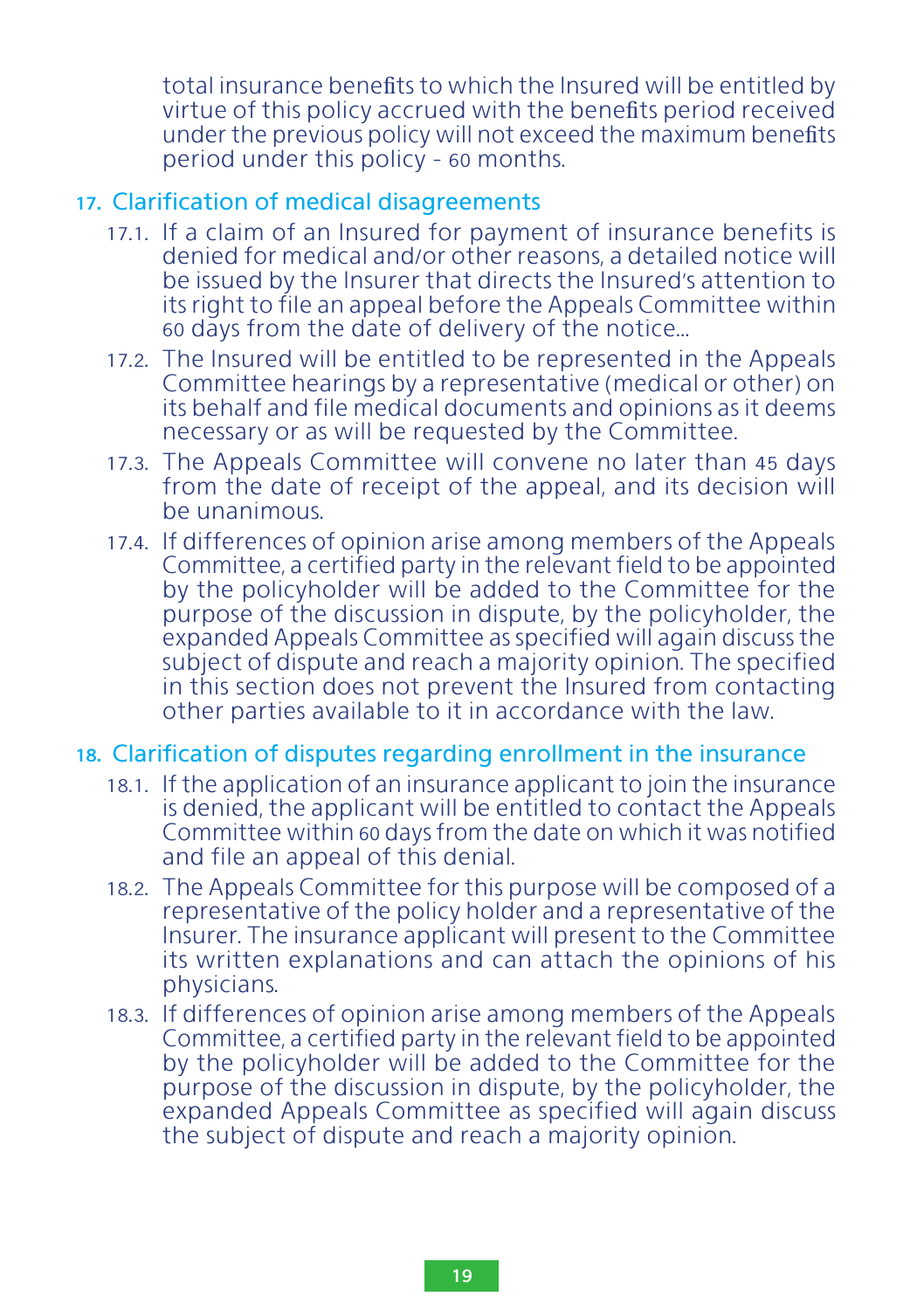total insurance benefits to which the Insured will be entitled by virtue of this policy accrued with the benefits period received under the previous policy will not exceed the maximum benefits period under this policy - 60 months.

## 17. Clarification of medical disagreements

17.1. If a claim of an Insured for payment of insurance benefits is denied for medical and/or other reasons, a detailed notice will be issued by the Insurer that directs the Insured's attention to its right to file an appeal before the Appeals Committee within 60 days from the date of delivery of the notice...

17.2. The Insured will be entitled to be represented in the Appeals Committee hearings by a representative (medical or other) on its behalf and file medical documents and opinions as it deems necessary or as will be requested by the Committee.

17.3. The Appeals Committee will convene no later than 45 days from the date of receipt of the appeal, and its decision will be unanimous.

17.4. If differences of opinion arise among members of the Appeals Committee, a certified party in the relevant field to be appointed by the policyholder will be added to the Committee for the purpose of the discussion in dispute, by the policyholder, the expanded Appeals Committee as specified will again discuss the subject of dispute and reach a majority opinion. The specified in this section does not prevent the Insured from contacting other parties available to it in accordance with the law.

## 18. Clarification of disputes regarding enrollment in the insurance

18.1. If the application of an insurance applicant to join the insurance is denied, the applicant will be entitled to contact the Appeals Committee within 60 days from the date on which it was notified and file an appeal of this denial.

18.2. The Appeals Committee for this purpose will be composed of a representative of the policy holder and a representative of the Insurer. The insurance applicant will present to the Committee its written explanations and can attach the opinions of his physicians.

18.3. If differences of opinion arise among members of the Appeals Committee, a certified party in the relevant field to be appointed by the policyholder will be added to the Committee for the purpose of the discussion in dispute, by the policyholder, the expanded Appeals Committee as specified will again discuss the subject of dispute and reach a majority opinion.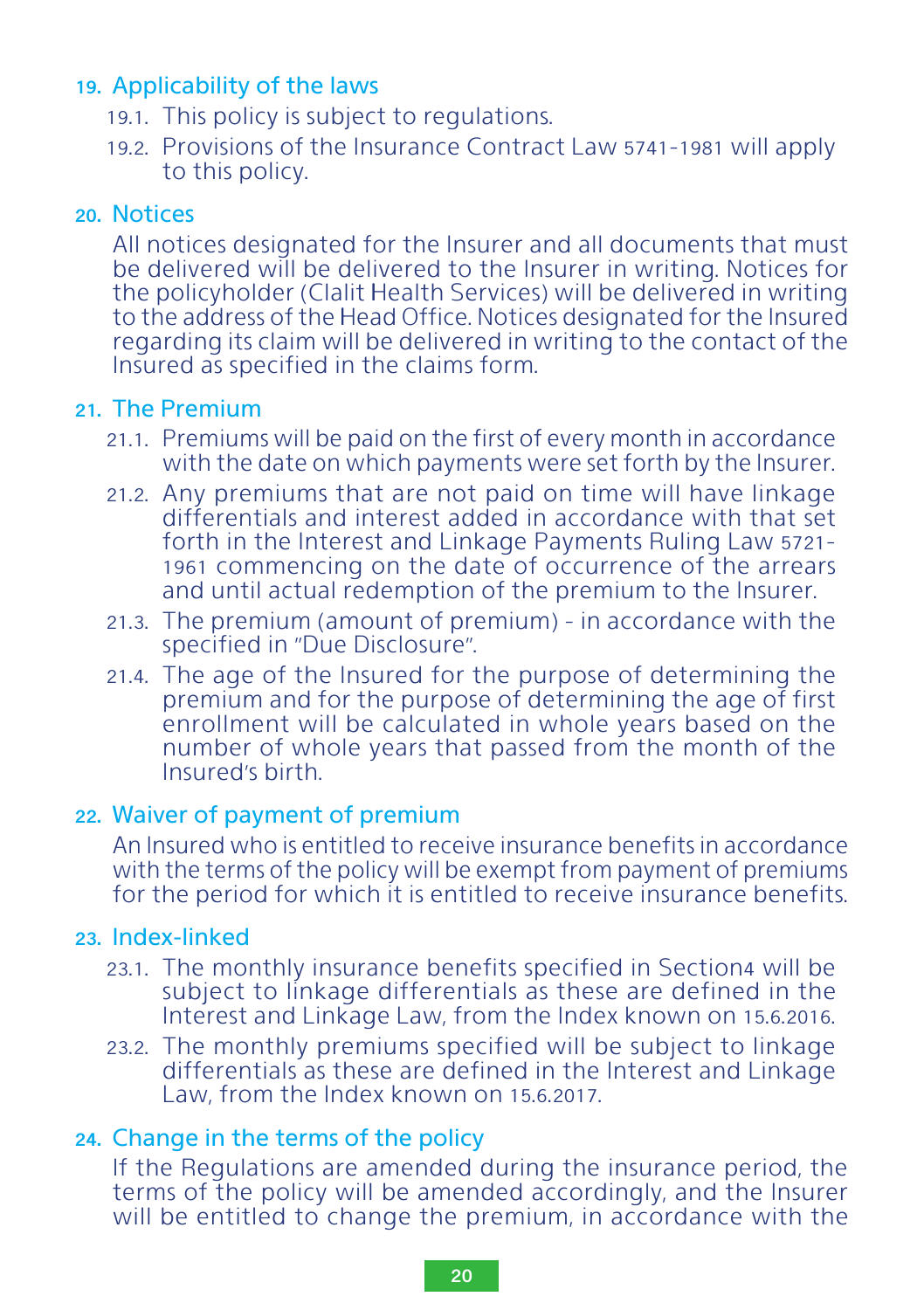## 19. Applicability of the laws

19.1. This policy is subject to regulations.

19.2. Provisions of the Insurance Contract Law 5741-1981 will apply to this policy.

## 20. Notices

All notices designated for the Insurer and all documents that must be delivered will be delivered to the Insurer in writing. Notices for the policyholder (Clalit Health Services) will be delivered in writing to the address of the Head Office. Notices designated for the Insured regarding its claim will be delivered in writing to the contact of the Insured as specified in the claims form.

## 21. The Premium

21.1. Premiums will be paid on the first of every month in accordance with the date on which payments were set forth by the Insurer.

21.2. Any premiums that are not paid on time will have linkage differentials and interest added in accordance with that set forth in the Interest and Linkage Payments Ruling Law 5721-1961 commencing on the date of occurrence of the arrears and until actual redemption of the premium to the Insurer.

21.3. The premium (amount of premium) - in accordance with the specified in "Due Disclosure".

21.4. The age of the Insured for the purpose of determining the premium and for the purpose of determining the age of first enrollment will be calculated in whole years based on the number of whole years that passed from the month of the Insured's birth.

## 22. Waiver of payment of premium

An Insured who is entitled to receive insurance benefits in accordance with the terms of the policy will be exempt from payment of premiums for the period for which it is entitled to receive insurance benefits.

## 23. Index-linked

23.1. The monthly insurance benefits specified in Section4 will be subject to linkage differentials as these are defined in the Interest and Linkage Law, from the Index known on 15.6.2016.

23.2. The monthly premiums specified will be subject to linkage differentials as these are defined in the Interest and Linkage Law, from the Index known on 15.6.2017.

## 24. Change in the terms of the policy

If the Regulations are amended during the insurance period, the terms of the policy will be amended accordingly, and the Insurer will be entitled to change the premium, in accordance with the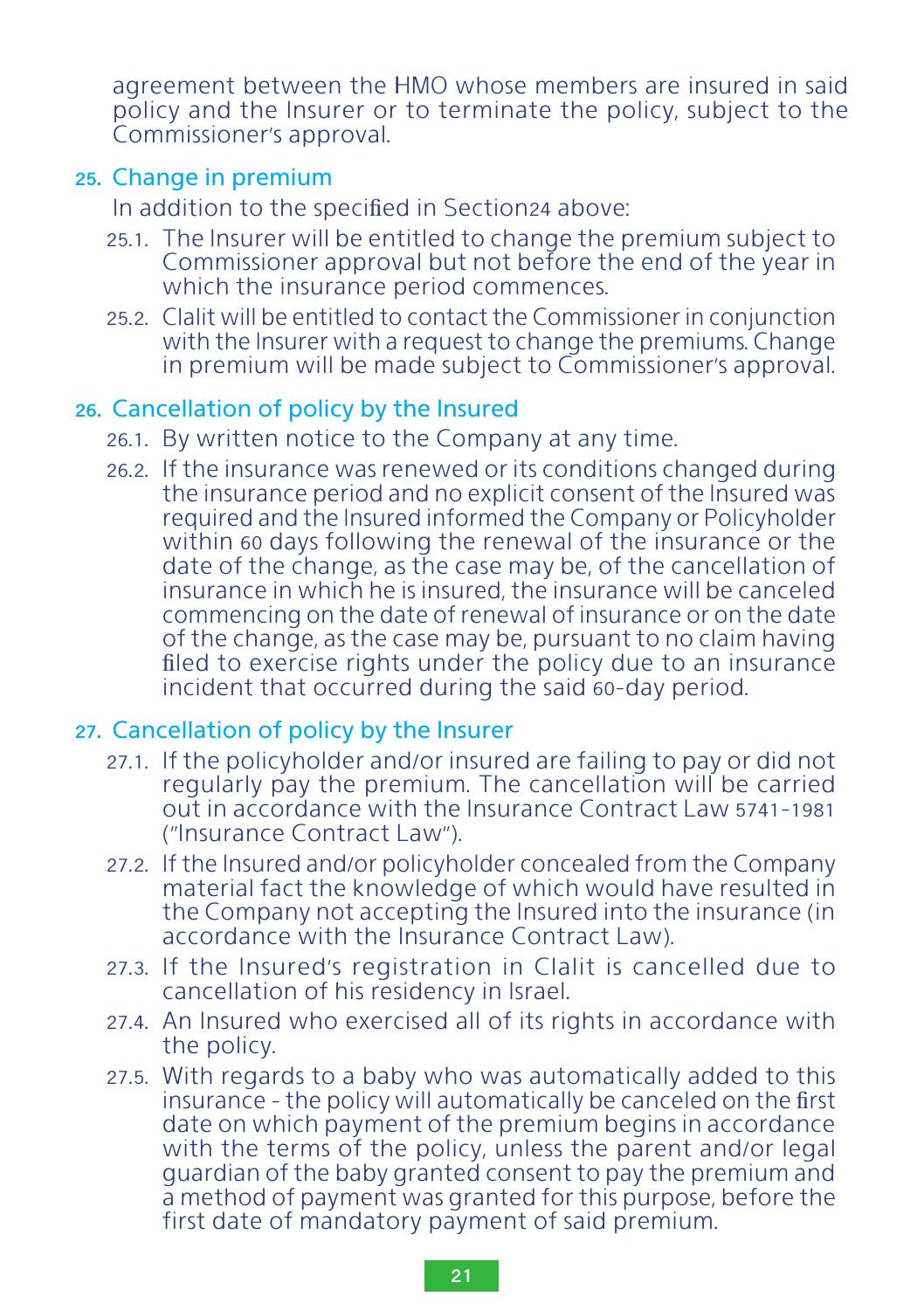agreement between the HMO whose members are insured in said policy and the Insurer or to terminate the policy, subject to the Commissioner's approval.

## 25. Change in premium

In addition to the specified in Section24 above:

25.1. The Insurer will be entitled to change the premium subject to Commissioner approval but not before the end of the year in which the insurance period commences.

25.2. Clalit will be entitled to contact the Commissioner in conjunction with the Insurer with a request to change the premiums. Change in premium will be made subject to Commissioner's approval.

## 26. Cancellation of policy by the Insured

26.1. By written notice to the Company at any time.

26.2. If the insurance was renewed or its conditions changed during the insurance period and no explicit consent of the Insured was required and the Insured informed the Company or Policyholder within 60 days following the renewal of the insurance or the date of the change, as the case may be, of the cancellation of insurance in which he is insured, the insurance will be canceled commencing on the date of renewal of insurance or on the date of the change, as the case may be, pursuant to no claim having filed to exercise rights under the policy due to an insurance incident that occurred during the said 60-day period.

## 27. Cancellation of policy by the Insurer

27.1. If the policyholder and/or insured are failing to pay or did not regularly pay the premium. The cancellation will be carried out in accordance with the Insurance Contract Law 5741-1981 ("Insurance Contract Law").

27.2. If the Insured and/or policyholder concealed from the Company material fact the knowledge of which would have resulted in the Company not accepting the Insured into the insurance (in accordance with the Insurance Contract Law).

27.3. If the Insured's registration in Clalit is cancelled due to cancellation of his residency in Israel.

27.4. An Insured who exercised all of its rights in accordance with the policy.

27.5. With regards to a baby who was automatically added to this insurance - the policy will automatically be canceled on the first date on which payment of the premium begins in accordance with the terms of the policy, unless the parent and/or legal guardian of the baby granted consent to pay the premium and a method of payment was granted for this purpose, before the first date of mandatory payment of said premium.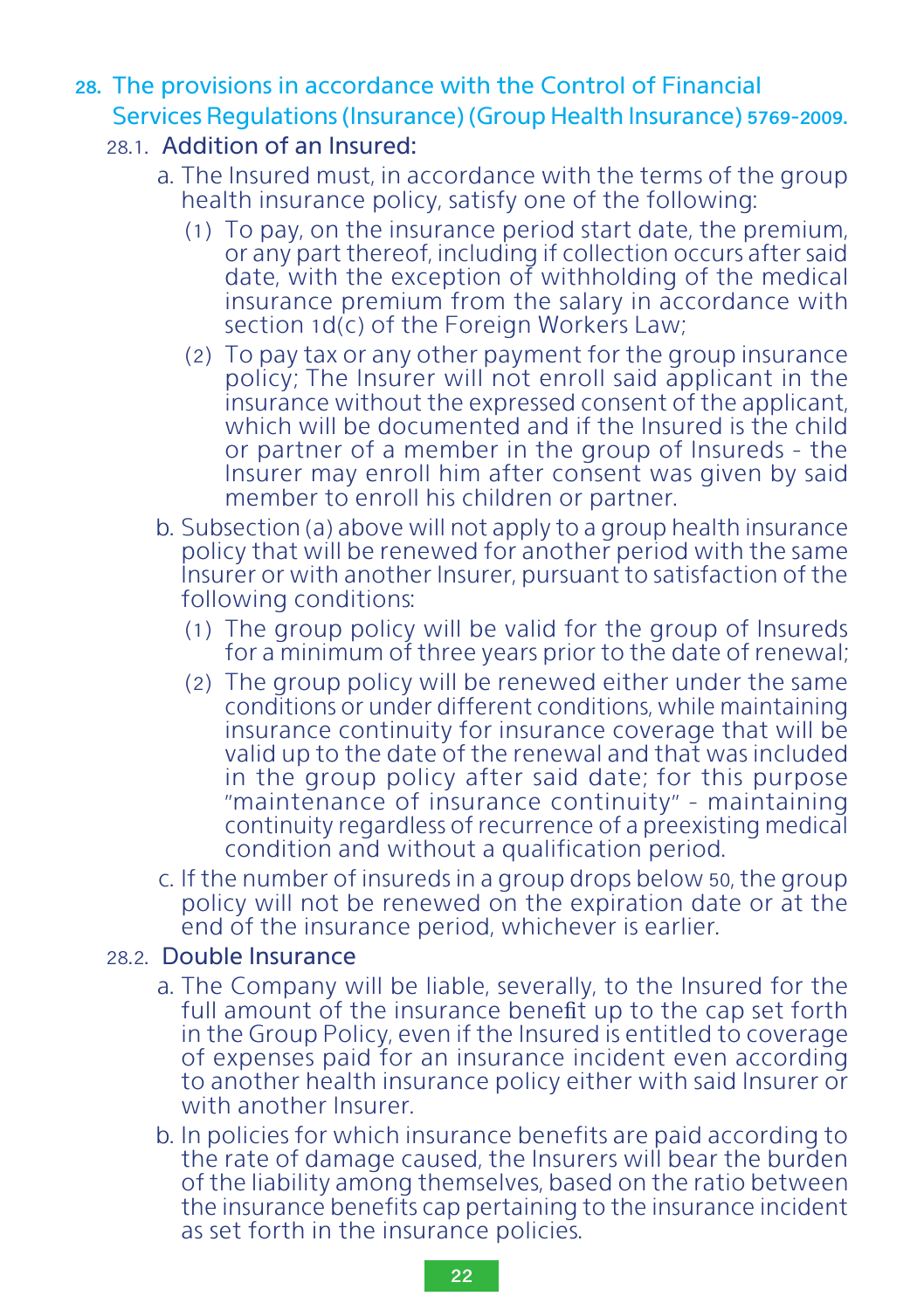## 28. The provisions in accordance with the Control of Financial Services Regulations (Insurance) (Group Health Insurance) 5769-2009.

### 28.1. Addition of an Insured:

a. The Insured must, in accordance with the terms of the group health insurance policy, satisfy one of the following:

(1) To pay, on the insurance period start date, the premium, or any part thereof, including if collection occurs after said date, with the exception of withholding of the medical insurance premium from the salary in accordance with section 1d(c) of the Foreign Workers Law;

(2) To pay tax or any other payment for the group insurance policy; The Insurer will not enroll said applicant in the insurance without the expressed consent of the applicant, which will be documented and if the Insured is the child or partner of a member in the group of Insureds - the Insurer may enroll him after consent was given by said member to enroll his children or partner.

b. Subsection (a) above will not apply to a group health insurance policy that will be renewed for another period with the same Insurer or with another Insurer, pursuant to satisfaction of the following conditions:

(1) The group policy will be valid for the group of Insureds for a minimum of three years prior to the date of renewal;

(2) The group policy will be renewed either under the same conditions or under different conditions, while maintaining insurance continuity for insurance coverage that will be valid up to the date of the renewal and that was included in the group policy after said date; for this purpose "maintenance of insurance continuity" - maintaining continuity regardless of recurrence of a preexisting medical condition and without a qualification period.

c. If the number of insureds in a group drops below 50, the group policy will not be renewed on the expiration date or at the end of the insurance period, whichever is earlier.

### 28.2. Double Insurance

a. The Company will be liable, severally, to the Insured for the full amount of the insurance benefit up to the cap set forth in the Group Policy, even if the Insured is entitled to coverage of expenses paid for an insurance incident even according to another health insurance policy either with said Insurer or with another Insurer.

b. In policies for which insurance benefits are paid according to the rate of damage caused, the Insurers will bear the burden of the liability among themselves, based on the ratio between the insurance benefits cap pertaining to the insurance incident as set forth in the insurance policies.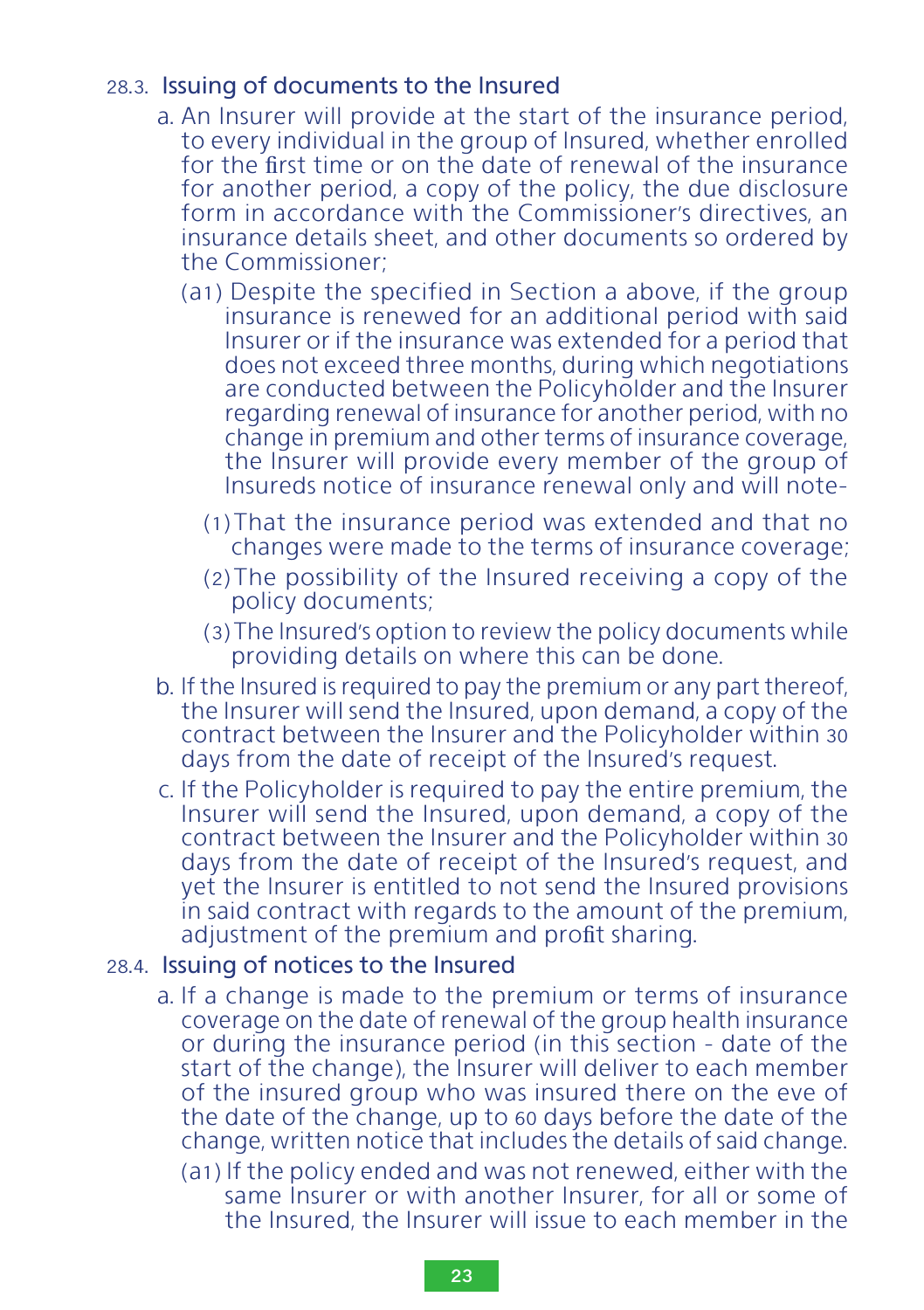### 28.3. Issuing of documents to the Insured

a. An Insurer will provide at the start of the insurance period, to every individual in the group of Insured, whether enrolled for the first time or on the date of renewal of the insurance for another period, a copy of the policy, the due disclosure form in accordance with the Commissioner's directives, an insurance details sheet, and other documents so ordered by the Commissioner;

   (a1) Despite the specified in Section a above, if the group insurance is renewed for an additional period with said Insurer or if the insurance was extended for a period that does not exceed three months, during which negotiations are conducted between the Policyholder and the Insurer regarding renewal of insurance for another period, with no change in premium and other terms of insurance coverage, the Insurer will provide every member of the group of Insureds notice of insurance renewal only and will note-

   (1) That the insurance period was extended and that no changes were made to the terms of insurance coverage;

   (2) The possibility of the Insured receiving a copy of the policy documents;

   (3) The Insured's option to review the policy documents while providing details on where this can be done.

b. If the Insured is required to pay the premium or any part thereof, the Insurer will send the Insured, upon demand, a copy of the contract between the Insurer and the Policyholder within 30 days from the date of receipt of the Insured's request.

c. If the Policyholder is required to pay the entire premium, the Insurer will send the Insured, upon demand, a copy of the contract between the Insurer and the Policyholder within 30 days from the date of receipt of the Insured's request, and yet the Insurer is entitled to not send the Insured provisions in said contract with regards to the amount of the premium, adjustment of the premium and profit sharing.

### 28.4. Issuing of notices to the Insured

a. If a change is made to the premium or terms of insurance coverage on the date of renewal of the group health insurance or during the insurance period (in this section - date of the start of the change), the Insurer will deliver to each member of the insured group who was insured there on the eve of the date of the change, up to 60 days before the date of the change, written notice that includes the details of said change.

   (a1) If the policy ended and was not renewed, either with the same Insurer or with another Insurer, for all or some of the Insured, the Insurer will issue to each member in the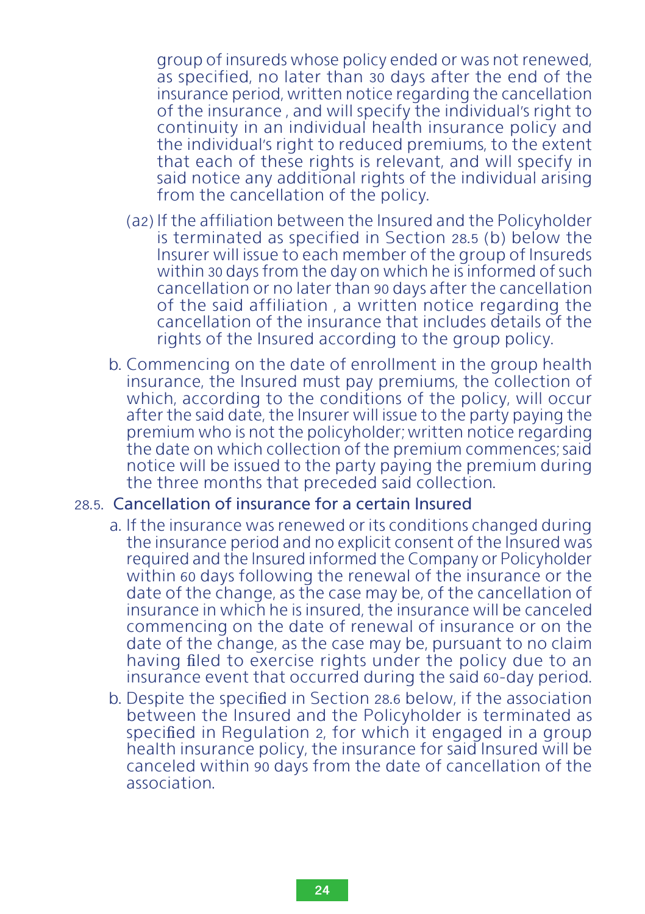group of insureds whose policy ended or was not renewed, as specified, no later than 30 days after the end of the insurance period, written notice regarding the cancellation of the insurance , and will specify the individual's right to continuity in an individual health insurance policy and the individual's right to reduced premiums, to the extent that each of these rights is relevant, and will specify in said notice any additional rights of the individual arising from the cancellation of the policy.

(a2) If the affiliation between the Insured and the Policyholder is terminated as specified in Section 28.5 (b) below the Insurer will issue to each member of the group of Insureds within 30 days from the day on which he is informed of such cancellation or no later than 90 days after the cancellation of the said affiliation , a written notice regarding the cancellation of the insurance that includes details of the rights of the Insured according to the group policy.

b. Commencing on the date of enrollment in the group health insurance, the Insured must pay premiums, the collection of which, according to the conditions of the policy, will occur after the said date, the Insurer will issue to the party paying the premium who is not the policyholder; written notice regarding the date on which collection of the premium commences; said notice will be issued to the party paying the premium during the three months that preceded said collection.

### 28.5. Cancellation of insurance for a certain Insured

a. If the insurance was renewed or its conditions changed during the insurance period and no explicit consent of the Insured was required and the Insured informed the Company or Policyholder within 60 days following the renewal of the insurance or the date of the change, as the case may be, of the cancellation of insurance in which he is insured, the insurance will be canceled commencing on the date of renewal of insurance or on the date of the change, as the case may be, pursuant to no claim having filed to exercise rights under the policy due to an insurance event that occurred during the said 60-day period.

b. Despite the specified in Section 28.6 below, if the association between the Insured and the Policyholder is terminated as specified in Regulation 2, for which it engaged in a group health insurance policy, the insurance for said Insured will be canceled within 90 days from the date of cancellation of the association.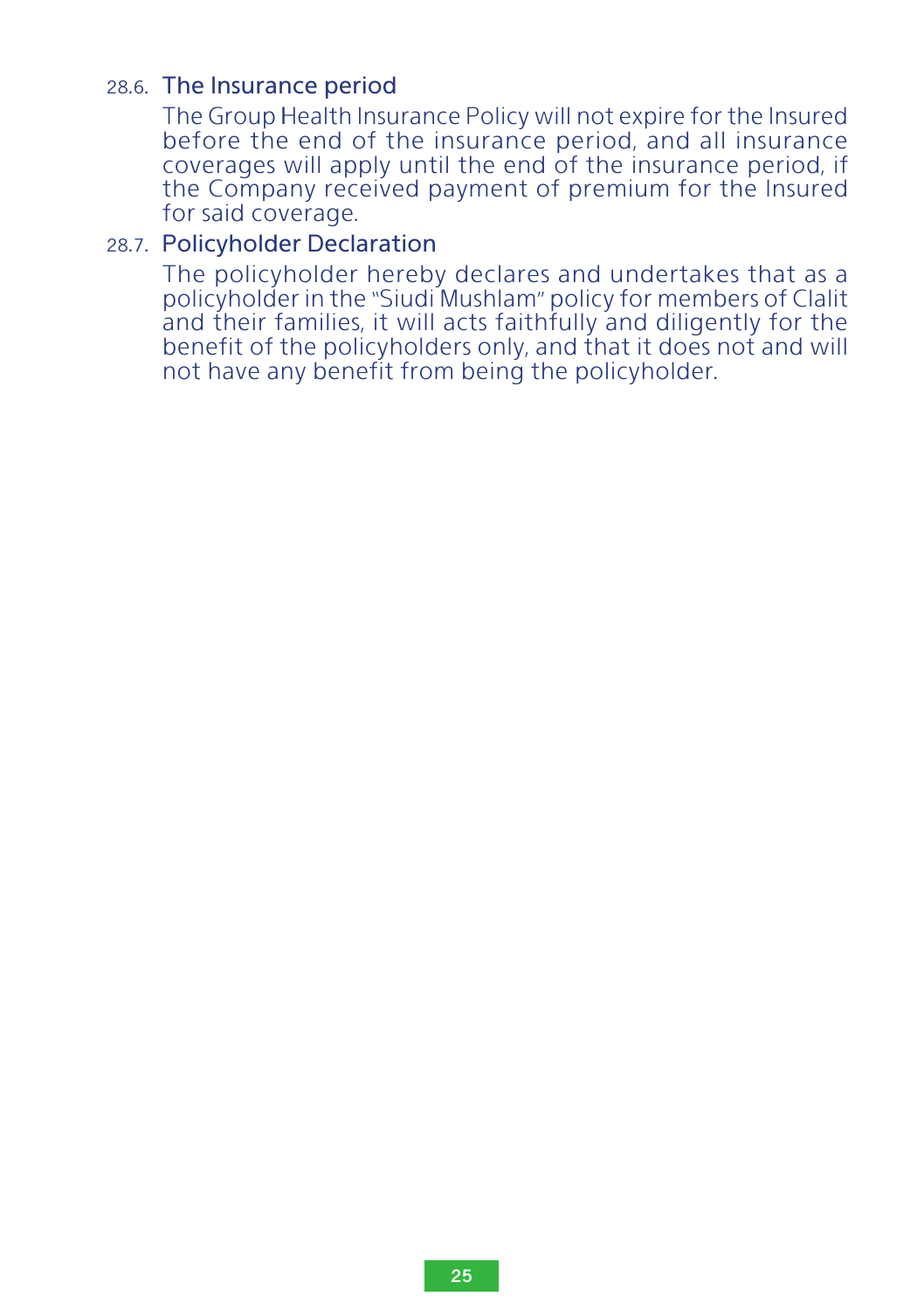28.6. **The Insurance period**

The Group Health Insurance Policy will not expire for the Insured before the end of the insurance period, and all insurance coverages will apply until the end of the insurance period, if the Company received payment of premium for the Insured for said coverage.

28.7. **Policyholder Declaration**

The policyholder hereby declares and undertakes that as a policyholder in the "Siudi Mushlam" policy for members of Clalit and their families, it will acts faithfully and diligently for the benefit of the policyholders only, and that it does not and will not have any benefit from being the policyholder.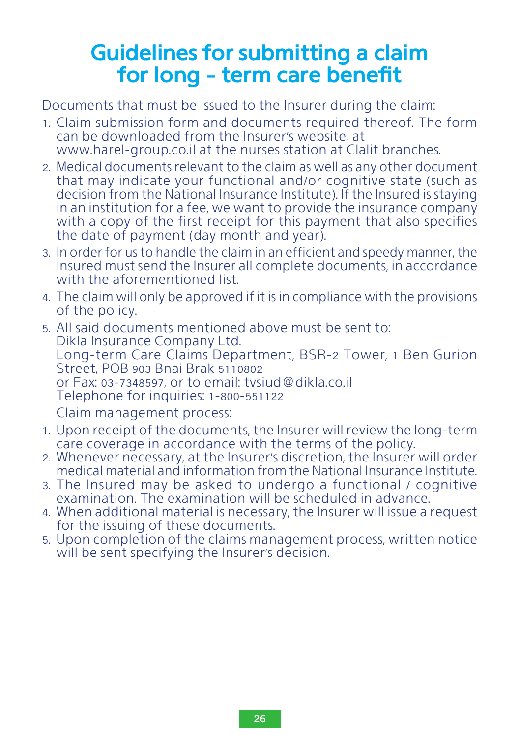# Guidelines for submitting a claim for long - term care benefit

Documents that must be issued to the Insurer during the claim:

1. Claim submission form and documents required thereof. The form can be downloaded from the Insurer's website, at www.harel-group.co.il at the nurses station at Clalit branches.
2. Medical documents relevant to the claim as well as any other document that may indicate your functional and/or cognitive state (such as decision from the National Insurance Institute). If the Insured is staying in an institution for a fee, we want to provide the insurance company with a copy of the first receipt for this payment that also specifies the date of payment (day month and year).
3. In order for us to handle the claim in an efficient and speedy manner, the Insured must send the Insurer all complete documents, in accordance with the aforementioned list.
4. The claim will only be approved if it is in compliance with the provisions of the policy.
5. All said documents mentioned above must be sent to:
   Dikla Insurance Company Ltd.
   Long-term Care Claims Department, BSR-2 Tower, 1 Ben Gurion Street, POB 903 Bnai Brak 5110802
   or Fax: 03-7348597, or to email: tvsiud@dikla.co.il
   Telephone for inquiries: 1-800-551122

   Claim management process:

1. Upon receipt of the documents, the Insurer will review the long-term care coverage in accordance with the terms of the policy.
2. Whenever necessary, at the Insurer's discretion, the Insurer will order medical material and information from the National Insurance Institute.
3. The Insured may be asked to undergo a functional / cognitive examination. The examination will be scheduled in advance.
4. When additional material is necessary, the Insurer will issue a request for the issuing of these documents.
5. Upon completion of the claims management process, written notice will be sent specifying the Insurer's decision.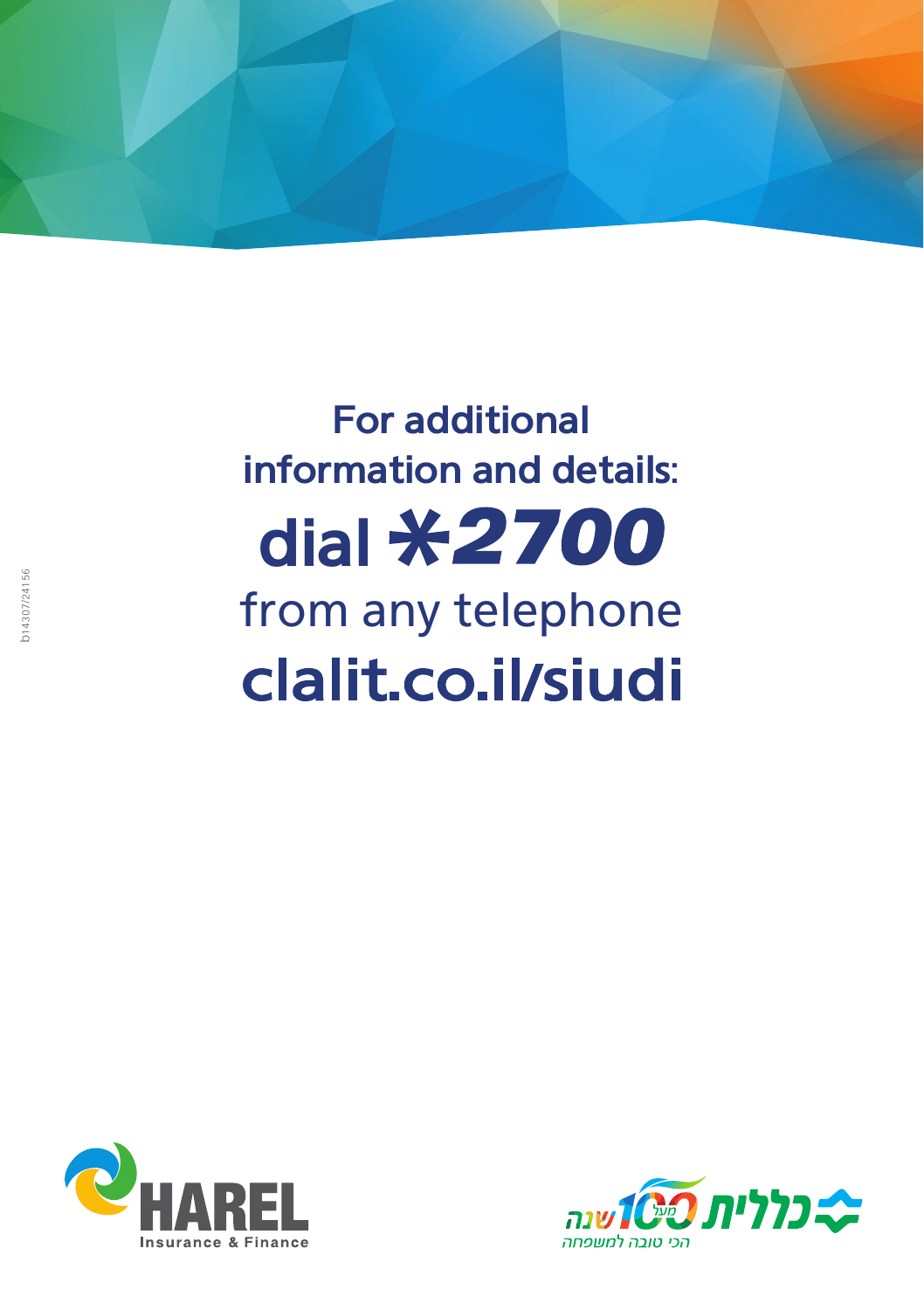**For additional information and details:**

**dial *2700**

from any telephone

**clalit.co.il/siudi**

HAREL

Insurance & Finance

כללית מעל 100 שנה

הכי טובה למשפחה